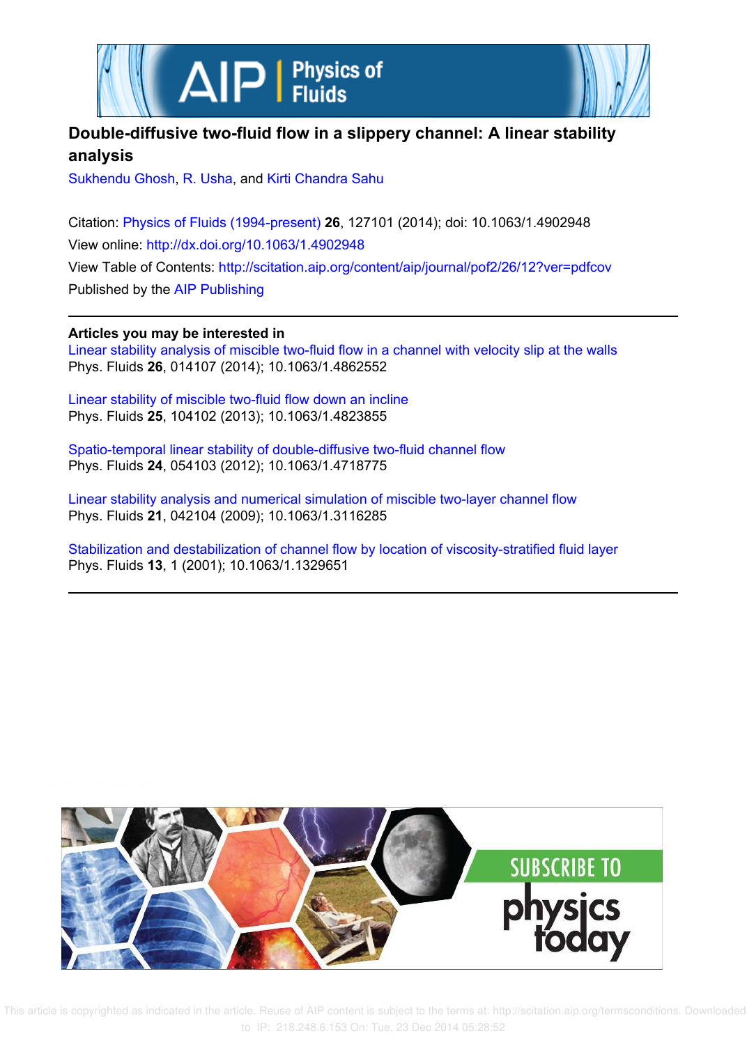# Double-diffusive two-fluid flow in a slippery channel: A linear stability analysis

Sukhendu Ghosh, R. Usha, and Kirti Chandra Sahu

Citation: Physics of Fluids (1994-present) **26**, 127101 (2014); doi: 10.1063/1.4902948
View online: http://dx.doi.org/10.1063/1.4902948
View Table of Contents: http://scitation.aip.org/content/aip/journal/pof2/26/12?ver=pdfcov
Published by the AIP Publishing

**Articles you may be interested in**

Linear stability analysis of miscible two-fluid flow in a channel with velocity slip at the walls
Phys. Fluids **26**, 014107 (2014); 10.1063/1.4862552

Linear stability of miscible two-fluid flow down an incline
Phys. Fluids **25**, 104102 (2013); 10.1063/1.4823855

Spatio-temporal linear stability of double-diffusive two-fluid channel flow
Phys. Fluids **24**, 054103 (2012); 10.1063/1.4718775

Linear stability analysis and numerical simulation of miscible two-layer channel flow
Phys. Fluids **21**, 042104 (2009); 10.1063/1.3116285

Stabilization and destabilization of channel flow by location of viscosity-stratified fluid layer
Phys. Fluids **13**, 1 (2001); 10.1063/1.1329651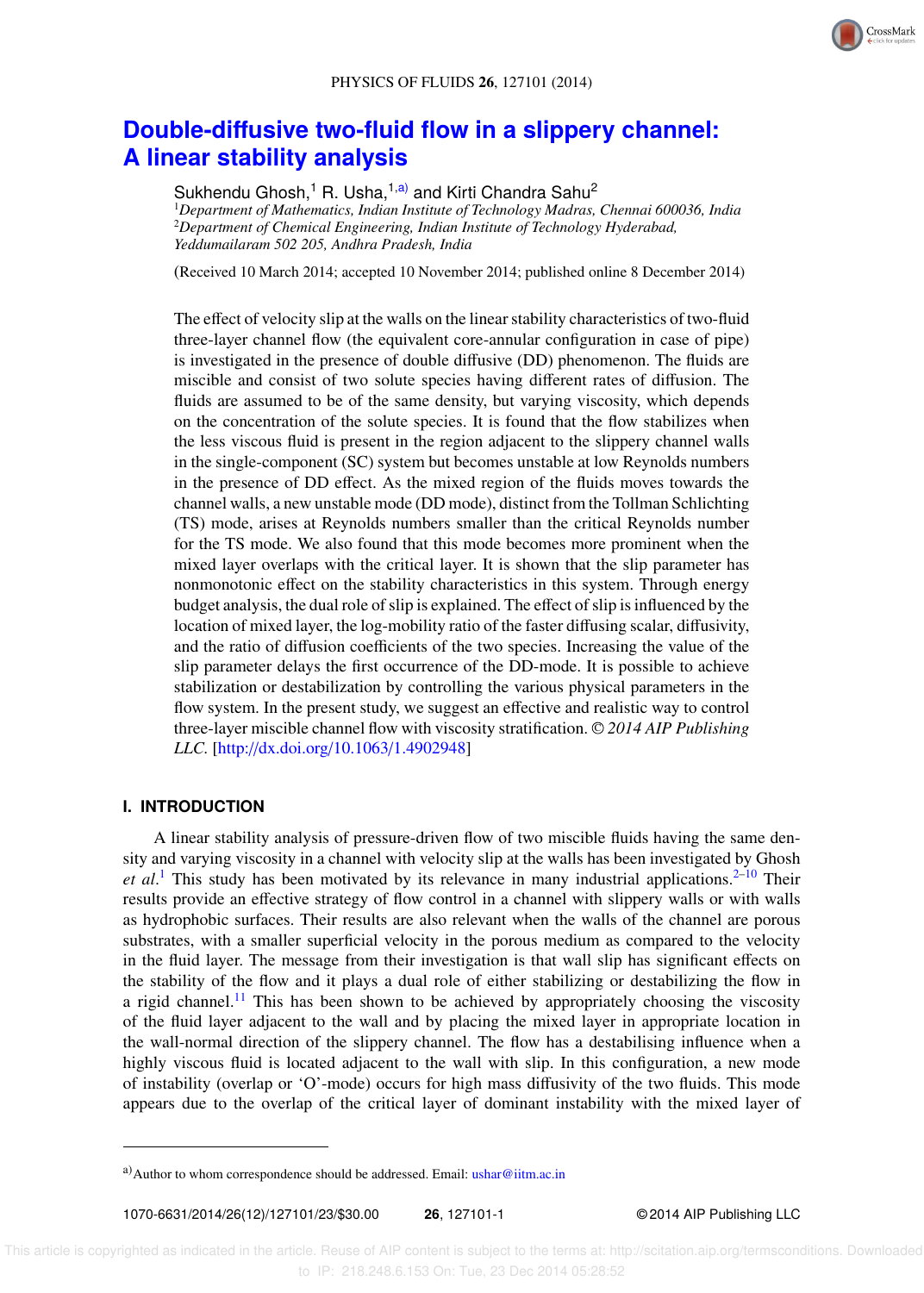# Double-diffusive two-fluid flow in a slippery channel: A linear stability analysis

Sukhendu Ghosh,[1] R. Usha,[1,a)] and Kirti Chandra Sahu[2]

[1]*Department of Mathematics, Indian Institute of Technology Madras, Chennai 600036, India*
[2]*Department of Chemical Engineering, Indian Institute of Technology Hyderabad, Yeddumailaram 502 205, Andhra Pradesh, India*

(Received 10 March 2014; accepted 10 November 2014; published online 8 December 2014)

The effect of velocity slip at the walls on the linear stability characteristics of two-fluid three-layer channel flow (the equivalent core-annular configuration in case of pipe) is investigated in the presence of double diffusive (DD) phenomenon. The fluids are miscible and consist of two solute species having different rates of diffusion. The fluids are assumed to be of the same density, but varying viscosity, which depends on the concentration of the solute species. It is found that the flow stabilizes when the less viscous fluid is present in the region adjacent to the slippery channel walls in the single-component (SC) system but becomes unstable at low Reynolds numbers in the presence of DD effect. As the mixed region of the fluids moves towards the channel walls, a new unstable mode (DD mode), distinct from the Tollman Schlichting (TS) mode, arises at Reynolds numbers smaller than the critical Reynolds number for the TS mode. We also found that this mode becomes more prominent when the mixed layer overlaps with the critical layer. It is shown that the slip parameter has nonmonotonic effect on the stability characteristics in this system. Through energy budget analysis, the dual role of slip is explained. The effect of slip is influenced by the location of mixed layer, the log-mobility ratio of the faster diffusing scalar, diffusivity, and the ratio of diffusion coefficients of the two species. Increasing the value of the slip parameter delays the first occurrence of the DD-mode. It is possible to achieve stabilization or destabilization by controlling the various physical parameters in the flow system. In the present study, we suggest an effective and realistic way to control three-layer miscible channel flow with viscosity stratification. *© 2014 AIP Publishing LLC.* [http://dx.doi.org/10.1063/1.4902948]

## I. INTRODUCTION

A linear stability analysis of pressure-driven flow of two miscible fluids having the same density and varying viscosity in a channel with velocity slip at the walls has been investigated by Ghosh *et al.*[1] This study has been motivated by its relevance in many industrial applications.[2–10] Their results provide an effective strategy of flow control in a channel with slippery walls or with walls as hydrophobic surfaces. Their results are also relevant when the walls of the channel are porous substrates, with a smaller superficial velocity in the porous medium as compared to the velocity in the fluid layer. The message from their investigation is that wall slip has significant effects on the stability of the flow and it plays a dual role of either stabilizing or destabilizing the flow in a rigid channel.[11] This has been shown to be achieved by appropriately choosing the viscosity of the fluid layer adjacent to the wall and by placing the mixed layer in appropriate location in the wall-normal direction of the slippery channel. The flow has a destabilising influence when a highly viscous fluid is located adjacent to the wall with slip. In this configuration, a new mode of instability (overlap or 'O'-mode) occurs for high mass diffusivity of the two fluids. This mode appears due to the overlap of the critical layer of dominant instability with the mixed layer of

a)Author to whom correspondence should be addressed. Email: ushar@iitm.ac.in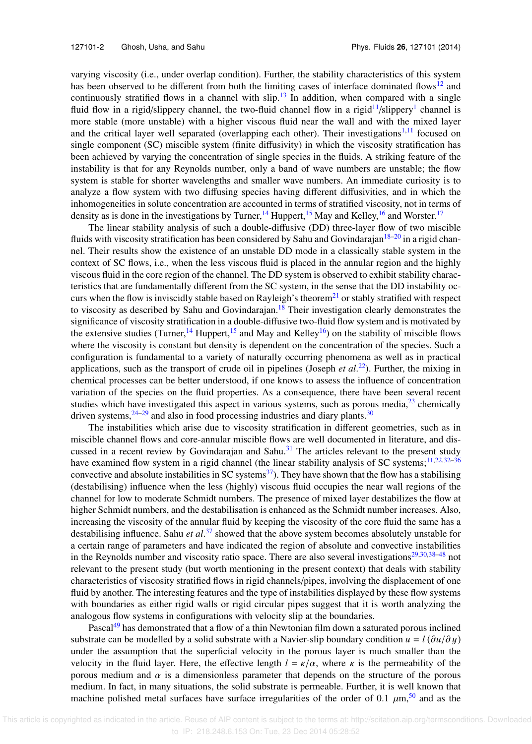varying viscosity (i.e., under overlap condition). Further, the stability characteristics of this system has been observed to be different from both the limiting cases of interface dominated flows[12] and continuously stratified flows in a channel with slip.[13] In addition, when compared with a single fluid flow in a rigid/slippery channel, the two-fluid channel flow in a rigid[11]/slippery[1] channel is more stable (more unstable) with a higher viscous fluid near the wall and with the mixed layer and the critical layer well separated (overlapping each other). Their investigations[1,11] focused on single component (SC) miscible system (finite diffusivity) in which the viscosity stratification has been achieved by varying the concentration of single species in the fluids. A striking feature of the instability is that for any Reynolds number, only a band of wave numbers are unstable; the flow system is stable for shorter wavelengths and smaller wave numbers. An immediate curiosity is to analyze a flow system with two diffusing species having different diffusivities, and in which the inhomogeneities in solute concentration are accounted in terms of stratified viscosity, not in terms of density as is done in the investigations by Turner,[14] Huppert,[15] May and Kelley,[16] and Worster.[17]

The linear stability analysis of such a double-diffusive (DD) three-layer flow of two miscible fluids with viscosity stratification has been considered by Sahu and Govindarajan[18–20] in a rigid channel. Their results show the existence of an unstable DD mode in a classically stable system in the context of SC flows, i.e., when the less viscous fluid is placed in the annular region and the highly viscous fluid in the core region of the channel. The DD system is observed to exhibit stability characteristics that are fundamentally different from the SC system, in the sense that the DD instability occurs when the flow is inviscidly stable based on Rayleigh's theorem[21] or stably stratified with respect to viscosity as described by Sahu and Govindarajan.[18] Their investigation clearly demonstrates the significance of viscosity stratification in a double-diffusive two-fluid flow system and is motivated by the extensive studies (Turner,[14] Huppert,[15] and May and Kelley[16]) on the stability of miscible flows where the viscosity is constant but density is dependent on the concentration of the species. Such a configuration is fundamental to a variety of naturally occurring phenomena as well as in practical applications, such as the transport of crude oil in pipelines (Joseph *et al.*[22]). Further, the mixing in chemical processes can be better understood, if one knows to assess the influence of concentration variation of the species on the fluid properties. As a consequence, there have been several recent studies which have investigated this aspect in various systems, such as porous media,[23] chemically driven systems,[24–29] and also in food processing industries and diary plants.[30]

The instabilities which arise due to viscosity stratification in different geometries, such as in miscible channel flows and core-annular miscible flows are well documented in literature, and discussed in a recent review by Govindarajan and Sahu.[31] The articles relevant to the present study have examined flow system in a rigid channel (the linear stability analysis of SC systems;[11,22,32–36] convective and absolute instabilities in SC systems[37]). They have shown that the flow has a stabilising (destabilising) influence when the less (highly) viscous fluid occupies the near wall regions of the channel for low to moderate Schmidt numbers. The presence of mixed layer destabilizes the flow at higher Schmidt numbers, and the destabilisation is enhanced as the Schmidt number increases. Also, increasing the viscosity of the annular fluid by keeping the viscosity of the core fluid the same has a destabilising influence. Sahu *et al.*[37] showed that the above system becomes absolutely unstable for a certain range of parameters and have indicated the region of absolute and convective instabilities in the Reynolds number and viscosity ratio space. There are also several investigations[29,30,38–48] not relevant to the present study (but worth mentioning in the present context) that deals with stability characteristics of viscosity stratified flows in rigid channels/pipes, involving the displacement of one fluid by another. The interesting features and the type of instabilities displayed by these flow systems with boundaries as either rigid walls or rigid circular pipes suggest that it is worth analyzing the analogous flow systems in configurations with velocity slip at the boundaries.

Pascal[49] has demonstrated that a flow of a thin Newtonian film down a saturated porous inclined substrate can be modelled by a solid substrate with a Navier-slip boundary condition $u = l\,(\partial u/\partial y)$ under the assumption that the superficial velocity in the porous layer is much smaller than the velocity in the fluid layer. Here, the effective length $l = \kappa/\alpha$, where $\kappa$ is the permeability of the porous medium and $\alpha$ is a dimensionless parameter that depends on the structure of the porous medium. In fact, in many situations, the solid substrate is permeable. Further, it is well known that machine polished metal surfaces have surface irregularities of the order of 0.1 $\mu$m,[50] and as the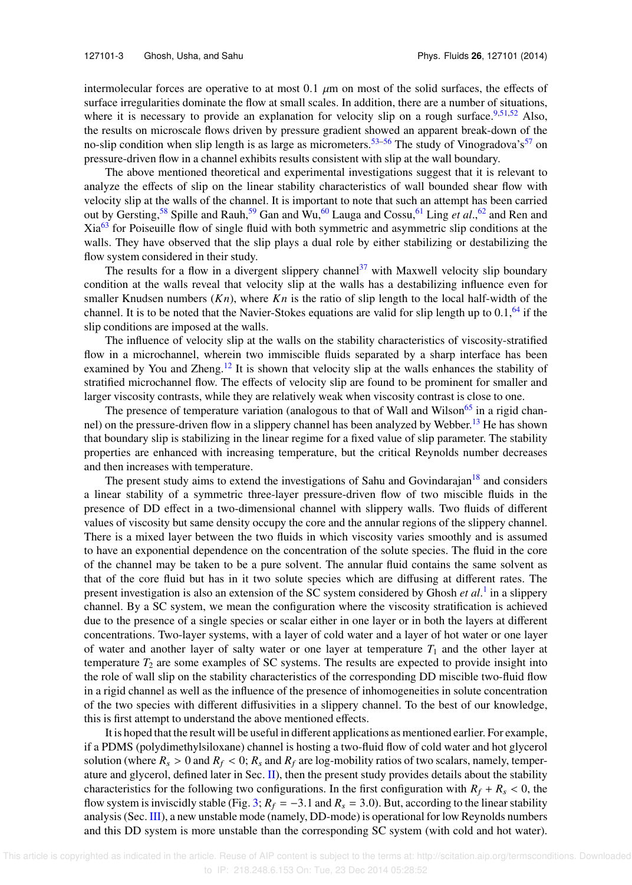intermolecular forces are operative to at most 0.1 $\mu$m on most of the solid surfaces, the effects of surface irregularities dominate the flow at small scales. In addition, there are a number of situations, where it is necessary to provide an explanation for velocity slip on a rough surface.[9,51,52] Also, the results on microscale flows driven by pressure gradient showed an apparent break-down of the no-slip condition when slip length is as large as micrometers.[53–56] The study of Vinogradova's[57] on pressure-driven flow in a channel exhibits results consistent with slip at the wall boundary.

The above mentioned theoretical and experimental investigations suggest that it is relevant to analyze the effects of slip on the linear stability characteristics of wall bounded shear flow with velocity slip at the walls of the channel. It is important to note that such an attempt has been carried out by Gersting,[58] Spille and Rauh,[59] Gan and Wu,[60] Lauga and Cossu,[61] Ling *et al.*,[62] and Ren and Xia[63] for Poiseuille flow of single fluid with both symmetric and asymmetric slip conditions at the walls. They have observed that the slip plays a dual role by either stabilizing or destabilizing the flow system considered in their study.

The results for a flow in a divergent slippery channel[37] with Maxwell velocity slip boundary condition at the walls reveal that velocity slip at the walls has a destabilizing influence even for smaller Knudsen numbers ($Kn$), where $Kn$ is the ratio of slip length to the local half-width of the channel. It is to be noted that the Navier-Stokes equations are valid for slip length up to 0.1,[64] if the slip conditions are imposed at the walls.

The influence of velocity slip at the walls on the stability characteristics of viscosity-stratified flow in a microchannel, wherein two immiscible fluids separated by a sharp interface has been examined by You and Zheng.[12] It is shown that velocity slip at the walls enhances the stability of stratified microchannel flow. The effects of velocity slip are found to be prominent for smaller and larger viscosity contrasts, while they are relatively weak when viscosity contrast is close to one.

The presence of temperature variation (analogous to that of Wall and Wilson[65] in a rigid channel) on the pressure-driven flow in a slippery channel has been analyzed by Webber.[13] He has shown that boundary slip is stabilizing in the linear regime for a fixed value of slip parameter. The stability properties are enhanced with increasing temperature, but the critical Reynolds number decreases and then increases with temperature.

The present study aims to extend the investigations of Sahu and Govindarajan[18] and considers a linear stability of a symmetric three-layer pressure-driven flow of two miscible fluids in the presence of DD effect in a two-dimensional channel with slippery walls. Two fluids of different values of viscosity but same density occupy the core and the annular regions of the slippery channel. There is a mixed layer between the two fluids in which viscosity varies smoothly and is assumed to have an exponential dependence on the concentration of the solute species. The fluid in the core of the channel may be taken to be a pure solvent. The annular fluid contains the same solvent as that of the core fluid but has in it two solute species which are diffusing at different rates. The present investigation is also an extension of the SC system considered by Ghosh *et al.*[1] in a slippery channel. By a SC system, we mean the configuration where the viscosity stratification is achieved due to the presence of a single species or scalar either in one layer or in both the layers at different concentrations. Two-layer systems, with a layer of cold water and a layer of hot water or one layer of water and another layer of salty water or one layer at temperature $T_1$ and the other layer at temperature $T_2$ are some examples of SC systems. The results are expected to provide insight into the role of wall slip on the stability characteristics of the corresponding DD miscible two-fluid flow in a rigid channel as well as the influence of the presence of inhomogeneities in solute concentration of the two species with different diffusivities in a slippery channel. To the best of our knowledge, this is first attempt to understand the above mentioned effects.

It is hoped that the result will be useful in different applications as mentioned earlier. For example, if a PDMS (polydimethylsiloxane) channel is hosting a two-fluid flow of cold water and hot glycerol solution (where $R_s > 0$ and $R_f < 0$; $R_s$ and $R_f$ are log-mobility ratios of two scalars, namely, temperature and glycerol, defined later in Sec. II), then the present study provides details about the stability characteristics for the following two configurations. In the first configuration with $R_f + R_s < 0$, the flow system is inviscidly stable (Fig. 3; $R_f = -3.1$ and $R_s = 3.0$). But, according to the linear stability analysis (Sec. III), a new unstable mode (namely, DD-mode) is operational for low Reynolds numbers and this DD system is more unstable than the corresponding SC system (with cold and hot water).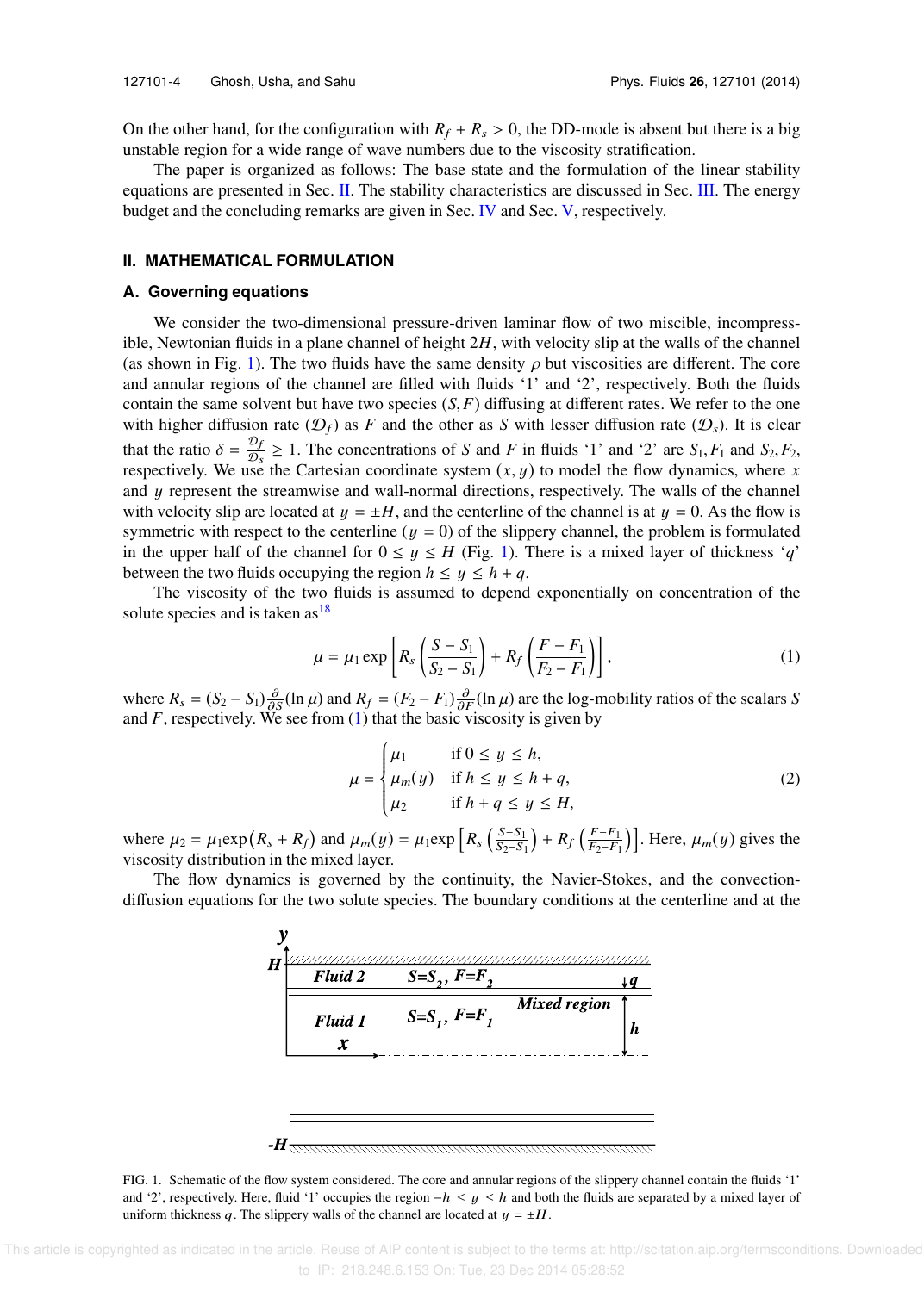On the other hand, for the configuration with $R_f + R_s > 0$, the DD-mode is absent but there is a big unstable region for a wide range of wave numbers due to the viscosity stratification.

The paper is organized as follows: The base state and the formulation of the linear stability equations are presented in Sec. II. The stability characteristics are discussed in Sec. III. The energy budget and the concluding remarks are given in Sec. IV and Sec. V, respectively.

## II. MATHEMATICAL FORMULATION

### A. Governing equations

We consider the two-dimensional pressure-driven laminar flow of two miscible, incompressible, Newtonian fluids in a plane channel of height $2H$, with velocity slip at the walls of the channel (as shown in Fig. 1). The two fluids have the same density $\rho$ but viscosities are different. The core and annular regions of the channel are filled with fluids '1' and '2', respectively. Both the fluids contain the same solvent but have two species $(S, F)$ diffusing at different rates. We refer to the one with higher diffusion rate $(\mathcal{D}_f)$ as $F$ and the other as $S$ with lesser diffusion rate $(\mathcal{D}_s)$. It is clear that the ratio $\delta = \frac{\mathcal{D}_f}{\mathcal{D}_s} \geq 1$. The concentrations of $S$ and $F$ in fluids '1' and '2' are $S_1, F_1$ and $S_2, F_2$, respectively. We use the Cartesian coordinate system $(x, y)$ to model the flow dynamics, where $x$ and $y$ represent the streamwise and wall-normal directions, respectively. The walls of the channel with velocity slip are located at $y = \pm H$, and the centerline of the channel is at $y = 0$. As the flow is symmetric with respect to the centerline $(y = 0)$ of the slippery channel, the problem is formulated in the upper half of the channel for $0 \leq y \leq H$ (Fig. 1). There is a mixed layer of thickness '$q$' between the two fluids occupying the region $h \leq y \leq h + q$.

The viscosity of the two fluids is assumed to depend exponentially on concentration of the solute species and is taken as[18]

$$\mu = \mu_1 \exp\left[R_s \left(\frac{S - S_1}{S_2 - S_1}\right) + R_f \left(\frac{F - F_1}{F_2 - F_1}\right)\right], \tag{1}$$

where $R_s = (S_2 - S_1)\frac{\partial}{\partial S}(\ln \mu)$ and $R_f = (F_2 - F_1)\frac{\partial}{\partial F}(\ln \mu)$ are the log-mobility ratios of the scalars $S$ and $F$, respectively. We see from (1) that the basic viscosity is given by

$$\mu = \begin{cases} \mu_1 & \text{if } 0 \leq y \leq h, \\ \mu_m(y) & \text{if } h \leq y \leq h + q, \\ \mu_2 & \text{if } h + q \leq y \leq H, \end{cases} \tag{2}$$

where $\mu_2 = \mu_1 \exp\left(R_s + R_f\right)$ and $\mu_m(y) = \mu_1 \exp\left[R_s\left(\frac{S - S_1}{S_2 - S_1}\right) + R_f\left(\frac{F - F_1}{F_2 - F_1}\right)\right]$. Here, $\mu_m(y)$ gives the viscosity distribution in the mixed layer.

The flow dynamics is governed by the continuity, the Navier-Stokes, and the convection-diffusion equations for the two solute species. The boundary conditions at the centerline and at the

FIG. 1. Schematic of the flow system considered. The core and annular regions of the slippery channel contain the fluids '1' and '2', respectively. Here, fluid '1' occupies the region $-h \leq y \leq h$ and both the fluids are separated by a mixed layer of uniform thickness $q$. The slippery walls of the channel are located at $y = \pm H$.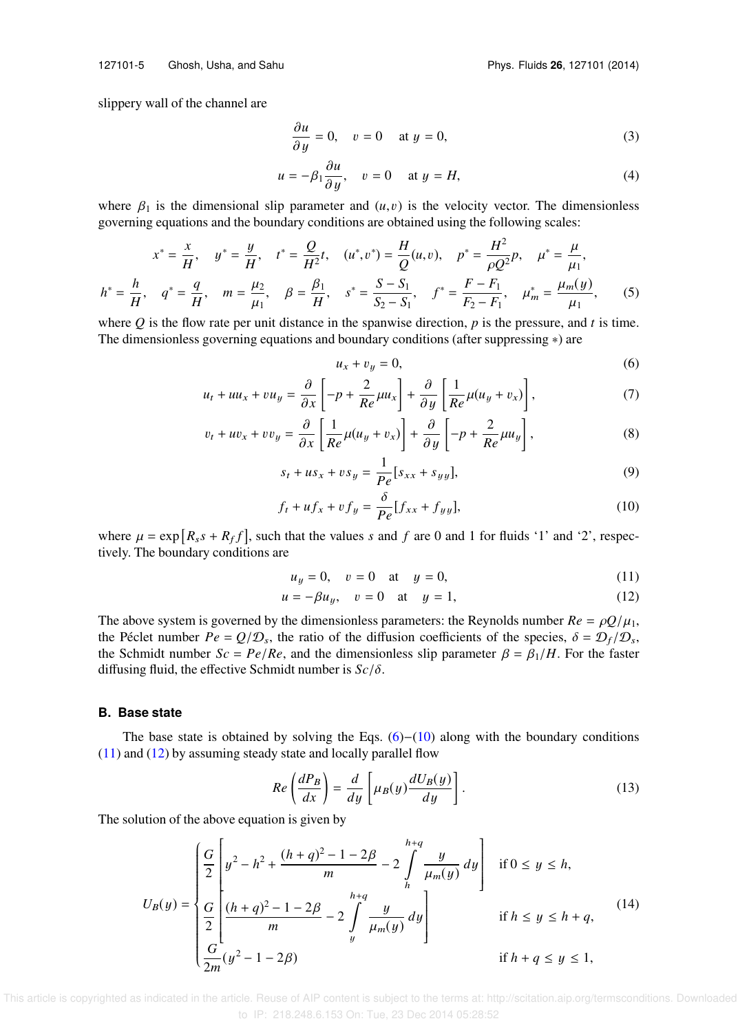slippery wall of the channel are

$$\frac{\partial u}{\partial y} = 0, \quad v = 0 \quad \text{at } y = 0, \tag{3}$$

$$u = -\beta_1 \frac{\partial u}{\partial y}, \quad v = 0 \quad \text{at } y = H, \tag{4}$$

where $\beta_1$ is the dimensional slip parameter and $(u,v)$ is the velocity vector. The dimensionless governing equations and the boundary conditions are obtained using the following scales:

$$x^* = \frac{x}{H}, \quad y^* = \frac{y}{H}, \quad t^* = \frac{Q}{H^2}t, \quad (u^*, v^*) = \frac{H}{Q}(u,v), \quad p^* = \frac{H^2}{\rho Q^2}p, \quad \mu^* = \frac{\mu}{\mu_1},$$

$$h^* = \frac{h}{H}, \quad q^* = \frac{q}{H}, \quad m = \frac{\mu_2}{\mu_1}, \quad \beta = \frac{\beta_1}{H}, \quad s^* = \frac{S - S_1}{S_2 - S_1}, \quad f^* = \frac{F - F_1}{F_2 - F_1}, \quad \mu_m^* = \frac{\mu_m(y)}{\mu_1}, \tag{5}$$

where $Q$ is the flow rate per unit distance in the spanwise direction, $p$ is the pressure, and $t$ is time. The dimensionless governing equations and boundary conditions (after suppressing $*$) are

$$u_x + v_y = 0, \tag{6}$$

$$u_t + uu_x + vu_y = \frac{\partial}{\partial x}\left[-p + \frac{2}{Re}\mu u_x\right] + \frac{\partial}{\partial y}\left[\frac{1}{Re}\mu(u_y + v_x)\right], \tag{7}$$

$$v_t + uv_x + vv_y = \frac{\partial}{\partial x}\left[\frac{1}{Re}\mu(u_y + v_x)\right] + \frac{\partial}{\partial y}\left[-p + \frac{2}{Re}\mu u_y\right], \tag{8}$$

$$s_t + us_x + vs_y = \frac{1}{Pe}[s_{xx} + s_{yy}], \tag{9}$$

$$f_t + uf_x + vf_y = \frac{\delta}{Pe}[f_{xx} + f_{yy}], \tag{10}$$

where $\mu = \exp\left[R_s s + R_f f\right]$, such that the values $s$ and $f$ are 0 and 1 for fluids '1' and '2', respectively. The boundary conditions are

$$u_y = 0, \quad v = 0 \quad \text{at} \quad y = 0, \tag{11}$$

$$u = -\beta u_y, \quad v = 0 \quad \text{at} \quad y = 1, \tag{12}$$

The above system is governed by the dimensionless parameters: the Reynolds number $Re = \rho Q/\mu_1$, the Péclet number $Pe = Q/\mathcal{D}_s$, the ratio of the diffusion coefficients of the species, $\delta = \mathcal{D}_f/\mathcal{D}_s$, the Schmidt number $Sc = Pe/Re$, and the dimensionless slip parameter $\beta = \beta_1/H$. For the faster diffusing fluid, the effective Schmidt number is $Sc/\delta$.

### B. Base state

The base state is obtained by solving the Eqs. (6)–(10) along with the boundary conditions (11) and (12) by assuming steady state and locally parallel flow

$$Re\left(\frac{dP_B}{dx}\right) = \frac{d}{dy}\left[\mu_B(y)\frac{dU_B(y)}{dy}\right]. \tag{13}$$

The solution of the above equation is given by

$$U_B(y) = \begin{cases} \dfrac{G}{2}\left[y^2 - h^2 + \dfrac{(h+q)^2 - 1 - 2\beta}{m} - 2\displaystyle\int_h^{h+q} \frac{y}{\mu_m(y)}\,dy\right] & \text{if } 0 \le y \le h, \\[2ex] \dfrac{G}{2}\left[\dfrac{(h+q)^2 - 1 - 2\beta}{m} - 2\displaystyle\int_y^{h+q} \frac{y}{\mu_m(y)}\,dy\right] & \text{if } h \le y \le h+q, \\[2ex] \dfrac{G}{2m}(y^2 - 1 - 2\beta) & \text{if } h+q \le y \le 1, \end{cases} \tag{14}$$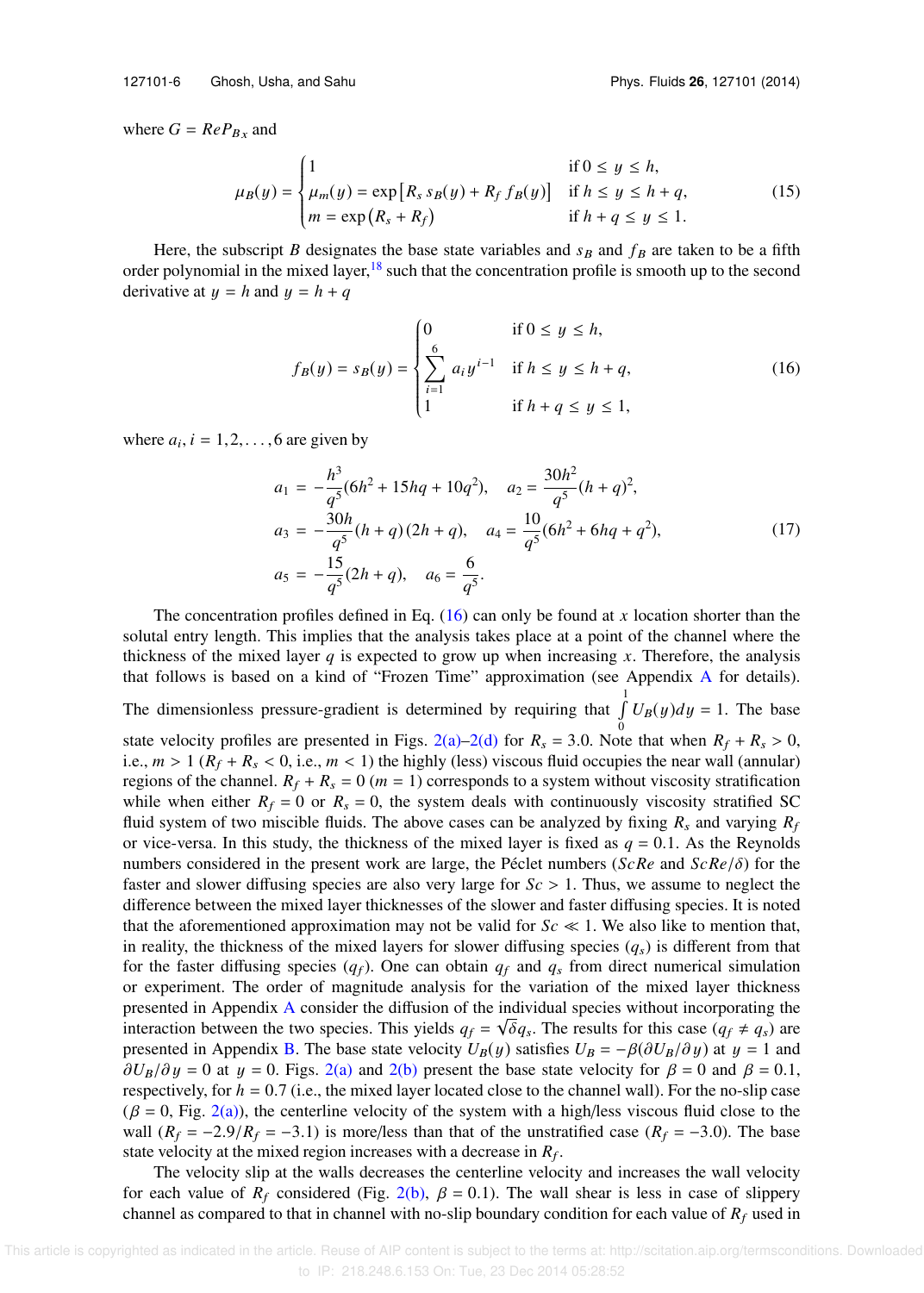where $G = ReP_{B_x}$ and

$$
\mu_B(y) = \begin{cases} 1 & \text{if } 0 \le y \le h, \\ \mu_m(y) = \exp\left[R_s\, s_B(y) + R_f\, f_B(y)\right] & \text{if } h \le y \le h+q, \\ m = \exp\left(R_s + R_f\right) & \text{if } h+q \le y \le 1. \end{cases} \tag{15}
$$

Here, the subscript $B$ designates the base state variables and $s_B$ and $f_B$ are taken to be a fifth order polynomial in the mixed layer,[18] such that the concentration profile is smooth up to the second derivative at $y = h$ and $y = h + q$

$$
f_B(y) = s_B(y) = \begin{cases} 0 & \text{if } 0 \le y \le h, \\ \displaystyle\sum_{i=1}^{6} a_i y^{i-1} & \text{if } h \le y \le h+q, \\ 1 & \text{if } h+q \le y \le 1, \end{cases} \tag{16}
$$

where $a_i, i = 1, 2, \ldots, 6$ are given by

$$
\begin{aligned}
a_1 &= -\frac{h^3}{q^5}(6h^2 + 15hq + 10q^2), \quad a_2 = \frac{30h^2}{q^5}(h+q)^2, \\
a_3 &= -\frac{30h}{q^5}(h+q)(2h+q), \quad a_4 = \frac{10}{q^5}(6h^2 + 6hq + q^2), \\
a_5 &= -\frac{15}{q^5}(2h+q), \quad a_6 = \frac{6}{q^5}.
\end{aligned} \tag{17}
$$

The concentration profiles defined in Eq. (16) can only be found at $x$ location shorter than the solutal entry length. This implies that the analysis takes place at a point of the channel where the thickness of the mixed layer $q$ is expected to grow up when increasing $x$. Therefore, the analysis that follows is based on a kind of "Frozen Time" approximation (see Appendix A for details). The dimensionless pressure-gradient is determined by requiring that $\int_0^1 U_B(y)dy = 1$. The base state velocity profiles are presented in Figs. 2(a)–2(d) for $R_s = 3.0$. Note that when $R_f + R_s > 0$, i.e., $m > 1$ ($R_f + R_s < 0$, i.e., $m < 1$) the highly (less) viscous fluid occupies the near wall (annular) regions of the channel. $R_f + R_s = 0$ ($m = 1$) corresponds to a system without viscosity stratification while when either $R_f = 0$ or $R_s = 0$, the system deals with continuously viscosity stratified SC fluid system of two miscible fluids. The above cases can be analyzed by fixing $R_s$ and varying $R_f$ or vice-versa. In this study, the thickness of the mixed layer is fixed as $q = 0.1$. As the Reynolds numbers considered in the present work are large, the Péclet numbers ($ScRe$ and $ScRe/\delta$) for the faster and slower diffusing species are also very large for $Sc > 1$. Thus, we assume to neglect the difference between the mixed layer thicknesses of the slower and faster diffusing species. It is noted that the aforementioned approximation may not be valid for $Sc \ll 1$. We also like to mention that, in reality, the thickness of the mixed layers for slower diffusing species ($q_s$) is different from that for the faster diffusing species ($q_f$). One can obtain $q_f$ and $q_s$ from direct numerical simulation or experiment. The order of magnitude analysis for the variation of the mixed layer thickness presented in Appendix A consider the diffusion of the individual species without incorporating the interaction between the two species. This yields $q_f = \sqrt{\delta}q_s$. The results for this case ($q_f \neq q_s$) are presented in Appendix B. The base state velocity $U_B(y)$ satisfies $U_B = -\beta(\partial U_B/\partial y)$ at $y = 1$ and $\partial U_B/\partial y = 0$ at $y = 0$. Figs. 2(a) and 2(b) present the base state velocity for $\beta = 0$ and $\beta = 0.1$, respectively, for $h = 0.7$ (i.e., the mixed layer located close to the channel wall). For the no-slip case ($\beta = 0$, Fig. 2(a)), the centerline velocity of the system with a high/less viscous fluid close to the wall ($R_f = -2.9/R_f = -3.1$) is more/less than that of the unstratified case ($R_f = -3.0$). The base state velocity at the mixed region increases with a decrease in $R_f$.

The velocity slip at the walls decreases the centerline velocity and increases the wall velocity for each value of $R_f$ considered (Fig. 2(b), $\beta = 0.1$). The wall shear is less in case of slippery channel as compared to that in channel with no-slip boundary condition for each value of $R_f$ used in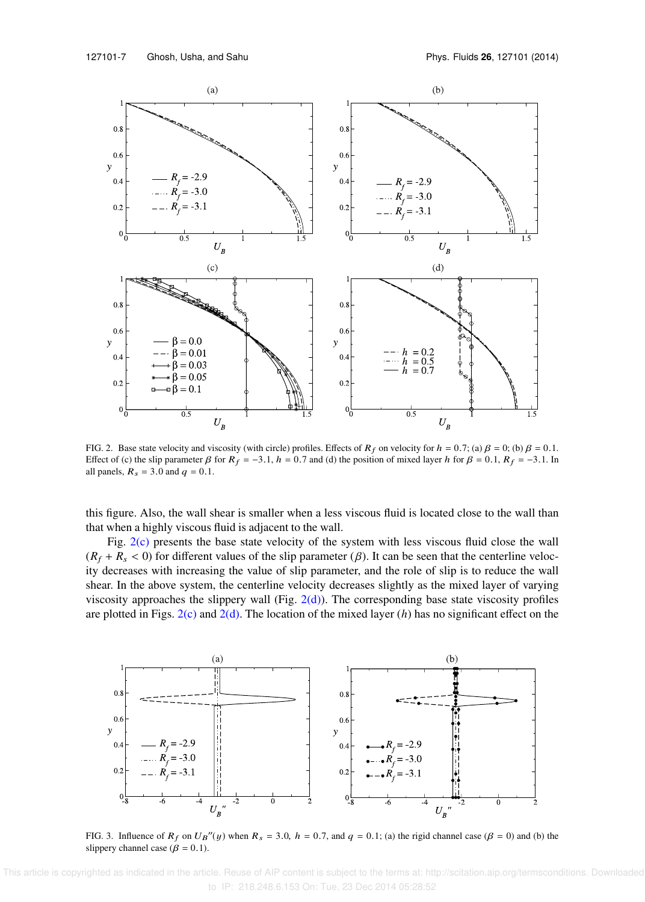FIG. 2. Base state velocity and viscosity (with circle) profiles. Effects of $R_f$ on velocity for $h = 0.7$; (a) $\beta = 0$; (b) $\beta = 0.1$. Effect of (c) the slip parameter $\beta$ for $R_f = -3.1$, $h = 0.7$ and (d) the position of mixed layer $h$ for $\beta = 0.1$, $R_f = -3.1$. In all panels, $R_s = 3.0$ and $q = 0.1$.

this figure. Also, the wall shear is smaller when a less viscous fluid is located close to the wall than that when a highly viscous fluid is adjacent to the wall.

Fig. 2(c) presents the base state velocity of the system with less viscous fluid close the wall ($R_f + R_s < 0$) for different values of the slip parameter ($\beta$). It can be seen that the centerline velocity decreases with increasing the value of slip parameter, and the role of slip is to reduce the wall shear. In the above system, the centerline velocity decreases slightly as the mixed layer of varying viscosity approaches the slippery wall (Fig. 2(d)). The corresponding base state viscosity profiles are plotted in Figs. 2(c) and 2(d). The location of the mixed layer ($h$) has no significant effect on the

FIG. 3. Influence of $R_f$ on $U_B''(y)$ when $R_s = 3.0$, $h = 0.7$, and $q = 0.1$; (a) the rigid channel case ($\beta = 0$) and (b) the slippery channel case ($\beta = 0.1$).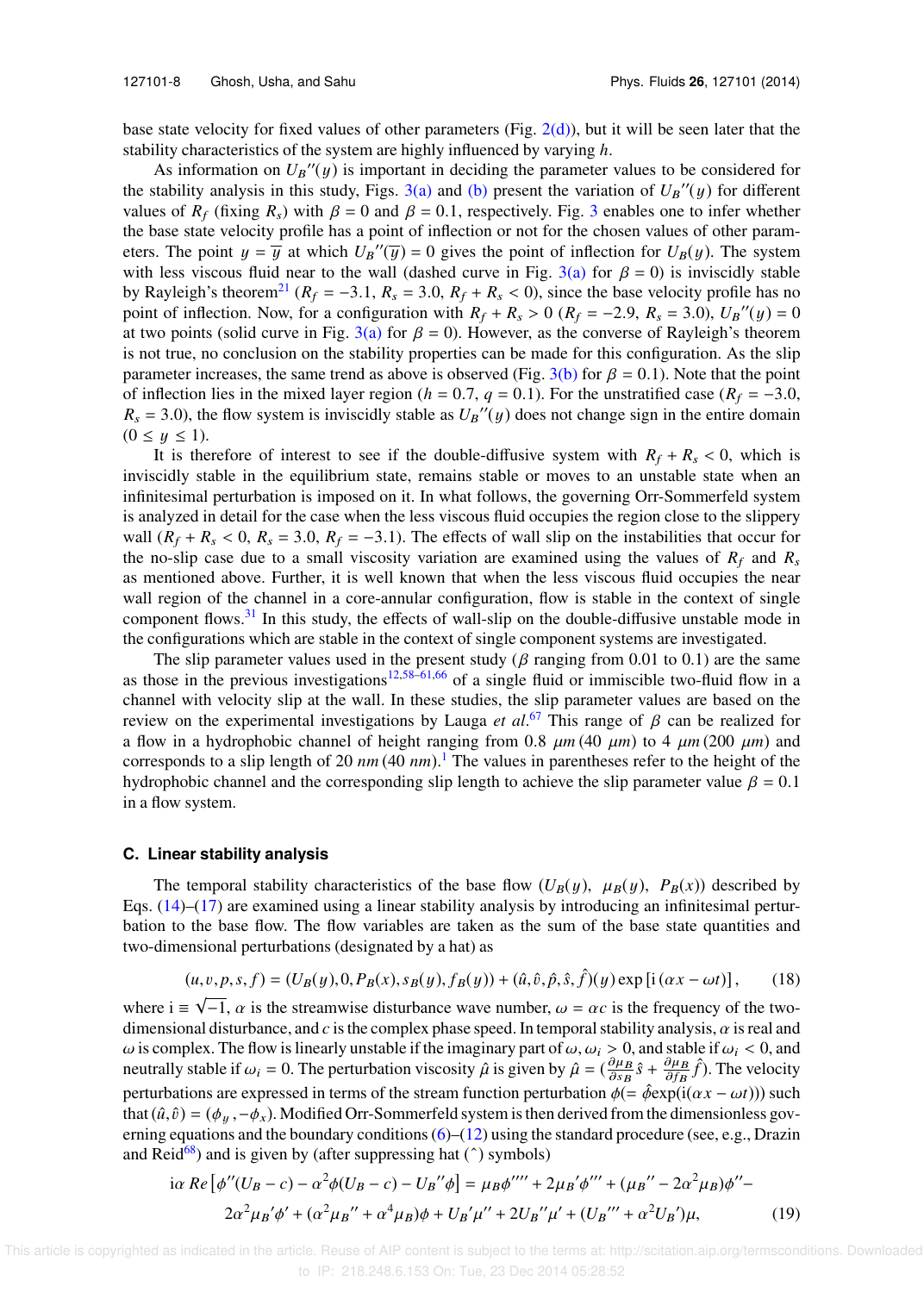base state velocity for fixed values of other parameters (Fig. 2(d)), but it will be seen later that the stability characteristics of the system are highly influenced by varying $h$.

As information on $U_B''(y)$ is important in deciding the parameter values to be considered for the stability analysis in this study, Figs. 3(a) and (b) present the variation of $U_B''(y)$ for different values of $R_f$ (fixing $R_s$) with $\beta = 0$ and $\beta = 0.1$, respectively. Fig. 3 enables one to infer whether the base state velocity profile has a point of inflection or not for the chosen values of other parameters. The point $y = \overline{y}$ at which $U_B''(\overline{y}) = 0$ gives the point of inflection for $U_B(y)$. The system with less viscous fluid near to the wall (dashed curve in Fig. 3(a) for $\beta = 0$) is inviscidly stable by Rayleigh's theorem[21] ($R_f = -3.1$, $R_s = 3.0$, $R_f + R_s < 0$), since the base velocity profile has no point of inflection. Now, for a configuration with $R_f + R_s > 0$ ($R_f = -2.9$, $R_s = 3.0$), $U_B''(y) = 0$ at two points (solid curve in Fig. 3(a) for $\beta = 0$). However, as the converse of Rayleigh's theorem is not true, no conclusion on the stability properties can be made for this configuration. As the slip parameter increases, the same trend as above is observed (Fig. 3(b) for $\beta = 0.1$). Note that the point of inflection lies in the mixed layer region ($h = 0.7$, $q = 0.1$). For the unstratified case ($R_f = -3.0$, $R_s = 3.0$), the flow system is inviscidly stable as $U_B''(y)$ does not change sign in the entire domain ($0 \le y \le 1$).

It is therefore of interest to see if the double-diffusive system with $R_f + R_s < 0$, which is inviscidly stable in the equilibrium state, remains stable or moves to an unstable state when an infinitesimal perturbation is imposed on it. In what follows, the governing Orr-Sommerfeld system is analyzed in detail for the case when the less viscous fluid occupies the region close to the slippery wall ($R_f + R_s < 0$, $R_s = 3.0$, $R_f = -3.1$). The effects of wall slip on the instabilities that occur for the no-slip case due to a small viscosity variation are examined using the values of $R_f$ and $R_s$ as mentioned above. Further, it is well known that when the less viscous fluid occupies the near wall region of the channel in a core-annular configuration, flow is stable in the context of single component flows.[31] In this study, the effects of wall-slip on the double-diffusive unstable mode in the configurations which are stable in the context of single component systems are investigated.

The slip parameter values used in the present study ($\beta$ ranging from 0.01 to 0.1) are the same as those in the previous investigations[12,58–61,66] of a single fluid or immiscible two-fluid flow in a channel with velocity slip at the wall. In these studies, the slip parameter values are based on the review on the experimental investigations by Lauga *et al.*[67] This range of $\beta$ can be realized for a flow in a hydrophobic channel of height ranging from 0.8 $\mu m$ (40 $\mu m$) to 4 $\mu m$ (200 $\mu m$) and corresponds to a slip length of 20 $nm$ (40 $nm$).[1] The values in parentheses refer to the height of the hydrophobic channel and the corresponding slip length to achieve the slip parameter value $\beta = 0.1$ in a flow system.

### C. Linear stability analysis

The temporal stability characteristics of the base flow ($U_B(y)$, $\mu_B(y)$, $P_B(x)$) described by Eqs. (14)–(17) are examined using a linear stability analysis by introducing an infinitesimal perturbation to the base flow. The flow variables are taken as the sum of the base state quantities and two-dimensional perturbations (designated by a hat) as

$$(u, v, p, s, f) = (U_B(y), 0, P_B(x), s_B(y), f_B(y)) + (\hat{u}, \hat{v}, \hat{p}, \hat{s}, \hat{f})(y) \exp\left[\mathrm{i}\left(\alpha x - \omega t\right)\right], \qquad (18)$$

where $\mathrm{i} \equiv \sqrt{-1}$, $\alpha$ is the streamwise disturbance wave number, $\omega = \alpha c$ is the frequency of the two-dimensional disturbance, and $c$ is the complex phase speed. In temporal stability analysis, $\alpha$ is real and $\omega$ is complex. The flow is linearly unstable if the imaginary part of $\omega$, $\omega_i > 0$, and stable if $\omega_i < 0$, and neutrally stable if $\omega_i = 0$. The perturbation viscosity $\hat{\mu}$ is given by $\hat{\mu} = (\frac{\partial \mu_B}{\partial s_B}\hat{s} + \frac{\partial \mu_B}{\partial f_B}\hat{f})$. The velocity perturbations are expressed in terms of the stream function perturbation $\phi (= \hat{\phi}\exp(\mathrm{i}(\alpha x - \omega t)))$ such that $(\hat{u}, \hat{v}) = (\phi_y, -\phi_x)$. Modified Orr-Sommerfeld system is then derived from the dimensionless governing equations and the boundary conditions (6)–(12) using the standard procedure (see, e.g., Drazin and Reid[68]) and is given by (after suppressing hat ($\hat{}$) symbols)

$$\mathrm{i}\alpha\, Re\left[\phi''(U_B - c) - \alpha^2\phi(U_B - c) - U_B''\phi\right] = \mu_B\phi'''' + 2\mu_B'\phi''' + (\mu_B'' - 2\alpha^2\mu_B)\phi'' -$$
$$2\alpha^2\mu_B'\phi' + (\alpha^2\mu_B'' + \alpha^4\mu_B)\phi + U_B'\mu'' + 2U_B''\mu' + (U_B''' + \alpha^2 U_B')\mu, \qquad (19)$$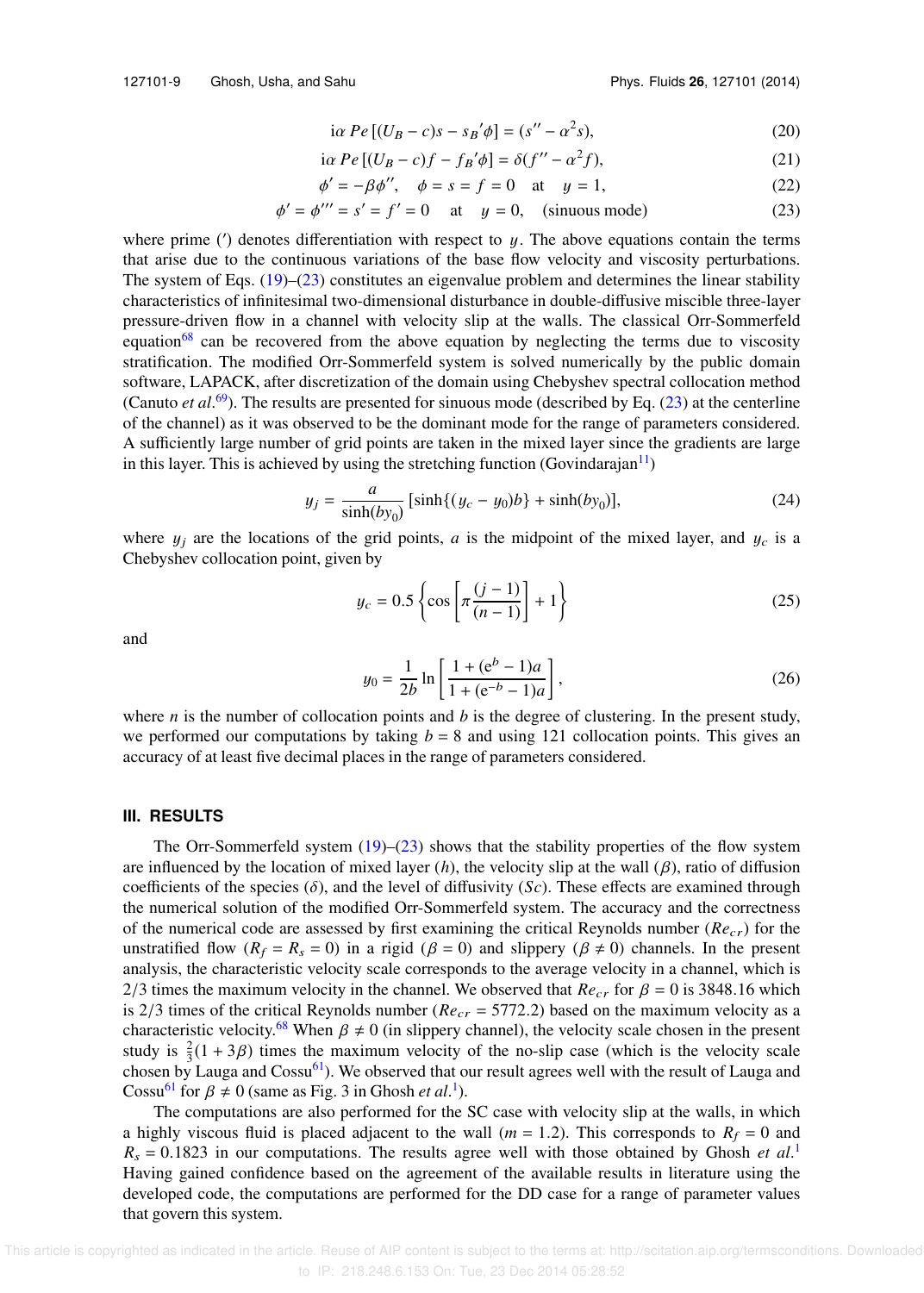$$\mathrm{i}\alpha\, Pe\,[(U_B - c)s - s_B{}'\phi] = (s'' - \alpha^2 s), \tag{20}$$

$$\mathrm{i}\alpha\, Pe\,[(U_B - c)f - f_B{}'\phi] = \delta(f'' - \alpha^2 f), \tag{21}$$

$$\phi' = -\beta\phi'', \quad \phi = s = f = 0 \quad \text{at} \quad y = 1, \tag{22}$$

$$\phi' = \phi''' = s' = f' = 0 \quad \text{at} \quad y = 0, \quad \text{(sinuous mode)} \tag{23}$$

where prime ($'$) denotes differentiation with respect to $y$. The above equations contain the terms that arise due to the continuous variations of the base flow velocity and viscosity perturbations. The system of Eqs. (19)–(23) constitutes an eigenvalue problem and determines the linear stability characteristics of infinitesimal two-dimensional disturbance in double-diffusive miscible three-layer pressure-driven flow in a channel with velocity slip at the walls. The classical Orr-Sommerfeld equation[68] can be recovered from the above equation by neglecting the terms due to viscosity stratification. The modified Orr-Sommerfeld system is solved numerically by the public domain software, LAPACK, after discretization of the domain using Chebyshev spectral collocation method (Canuto *et al.*[69]). The results are presented for sinuous mode (described by Eq. (23) at the centerline of the channel) as it was observed to be the dominant mode for the range of parameters considered. A sufficiently large number of grid points are taken in the mixed layer since the gradients are large in this layer. This is achieved by using the stretching function (Govindarajan[11])

$$y_j = \frac{a}{\sinh(by_0)}\,[\sinh\{(y_c - y_0)b\} + \sinh(by_0)], \tag{24}$$

where $y_j$ are the locations of the grid points, $a$ is the midpoint of the mixed layer, and $y_c$ is a Chebyshev collocation point, given by

$$y_c = 0.5\left\{\cos\left[\pi\frac{(j-1)}{(n-1)}\right] + 1\right\} \tag{25}$$

and

$$y_0 = \frac{1}{2b}\ln\left[\frac{1 + (\mathrm{e}^{b} - 1)a}{1 + (\mathrm{e}^{-b} - 1)a}\right], \tag{26}$$

where $n$ is the number of collocation points and $b$ is the degree of clustering. In the present study, we performed our computations by taking $b = 8$ and using 121 collocation points. This gives an accuracy of at least five decimal places in the range of parameters considered.

## III. RESULTS

The Orr-Sommerfeld system (19)–(23) shows that the stability properties of the flow system are influenced by the location of mixed layer ($h$), the velocity slip at the wall ($\beta$), ratio of diffusion coefficients of the species ($\delta$), and the level of diffusivity ($Sc$). These effects are examined through the numerical solution of the modified Orr-Sommerfeld system. The accuracy and the correctness of the numerical code are assessed by first examining the critical Reynolds number ($Re_{cr}$) for the unstratified flow ($R_f = R_s = 0$) in a rigid ($\beta = 0$) and slippery ($\beta \neq 0$) channels. In the present analysis, the characteristic velocity scale corresponds to the average velocity in a channel, which is 2/3 times the maximum velocity in the channel. We observed that $Re_{cr}$ for $\beta = 0$ is 3848.16 which is 2/3 times of the critical Reynolds number ($Re_{cr} = 5772.2$) based on the maximum velocity as a characteristic velocity.[68] When $\beta \neq 0$ (in slippery channel), the velocity scale chosen in the present study is $\frac{2}{3}(1 + 3\beta)$ times the maximum velocity of the no-slip case (which is the velocity scale chosen by Lauga and Cossu[61]). We observed that our result agrees well with the result of Lauga and Cossu[61] for $\beta \neq 0$ (same as Fig. 3 in Ghosh *et al.*[1]).

The computations are also performed for the SC case with velocity slip at the walls, in which a highly viscous fluid is placed adjacent to the wall ($m = 1.2$). This corresponds to $R_f = 0$ and $R_s = 0.1823$ in our computations. The results agree well with those obtained by Ghosh *et al.*[1] Having gained confidence based on the agreement of the available results in literature using the developed code, the computations are performed for the DD case for a range of parameter values that govern this system.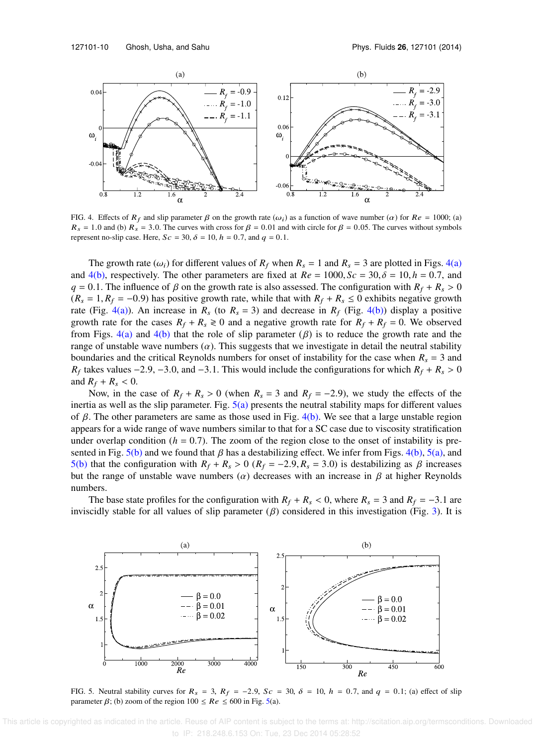FIG. 4. Effects of $R_f$ and slip parameter $\beta$ on the growth rate ($\omega_i$) as a function of wave number ($\alpha$) for $Re = 1000$; (a) $R_s = 1.0$ and (b) $R_s = 3.0$. The curves with cross for $\beta = 0.01$ and with circle for $\beta = 0.05$. The curves without symbols represent no-slip case. Here, $Sc = 30$, $\delta = 10$, $h = 0.7$, and $q = 0.1$.

The growth rate ($\omega_i$) for different values of $R_f$ when $R_s = 1$ and $R_s = 3$ are plotted in Figs. 4(a) and 4(b), respectively. The other parameters are fixed at $Re = 1000, Sc = 30, \delta = 10, h = 0.7$, and $q = 0.1$. The influence of $\beta$ on the growth rate is also assessed. The configuration with $R_f + R_s > 0$ ($R_s = 1, R_f = -0.9$) has positive growth rate, while that with $R_f + R_s \leq 0$ exhibits negative growth rate (Fig. 4(a)). An increase in $R_s$ (to $R_s = 3$) and decrease in $R_f$ (Fig. 4(b)) display a positive growth rate for the cases $R_f + R_s \gtrless 0$ and a negative growth rate for $R_f + R_f = 0$. We observed from Figs. 4(a) and 4(b) that the role of slip parameter ($\beta$) is to reduce the growth rate and the range of unstable wave numbers ($\alpha$). This suggests that we investigate in detail the neutral stability boundaries and the critical Reynolds numbers for onset of instability for the case when $R_s = 3$ and $R_f$ takes values $-2.9$, $-3.0$, and $-3.1$. This would include the configurations for which $R_f + R_s > 0$ and $R_f + R_s < 0$.

Now, in the case of $R_f + R_s > 0$ (when $R_s = 3$ and $R_f = -2.9$), we study the effects of the inertia as well as the slip parameter. Fig. 5(a) presents the neutral stability maps for different values of $\beta$. The other parameters are same as those used in Fig. 4(b). We see that a large unstable region appears for a wide range of wave numbers similar to that for a SC case due to viscosity stratification under overlap condition ($h = 0.7$). The zoom of the region close to the onset of instability is presented in Fig. 5(b) and we found that $\beta$ has a destabilizing effect. We infer from Figs. 4(b), 5(a), and 5(b) that the configuration with $R_f + R_s > 0$ ($R_f = -2.9, R_s = 3.0$) is destabilizing as $\beta$ increases but the range of unstable wave numbers ($\alpha$) decreases with an increase in $\beta$ at higher Reynolds numbers.

The base state profiles for the configuration with $R_f + R_s < 0$, where $R_s = 3$ and $R_f = -3.1$ are inviscidly stable for all values of slip parameter ($\beta$) considered in this investigation (Fig. 3). It is

FIG. 5. Neutral stability curves for $R_s = 3$, $R_f = -2.9$, $Sc = 30$, $\delta = 10$, $h = 0.7$, and $q = 0.1$; (a) effect of slip parameter $\beta$; (b) zoom of the region $100 \leq Re \leq 600$ in Fig. 5(a).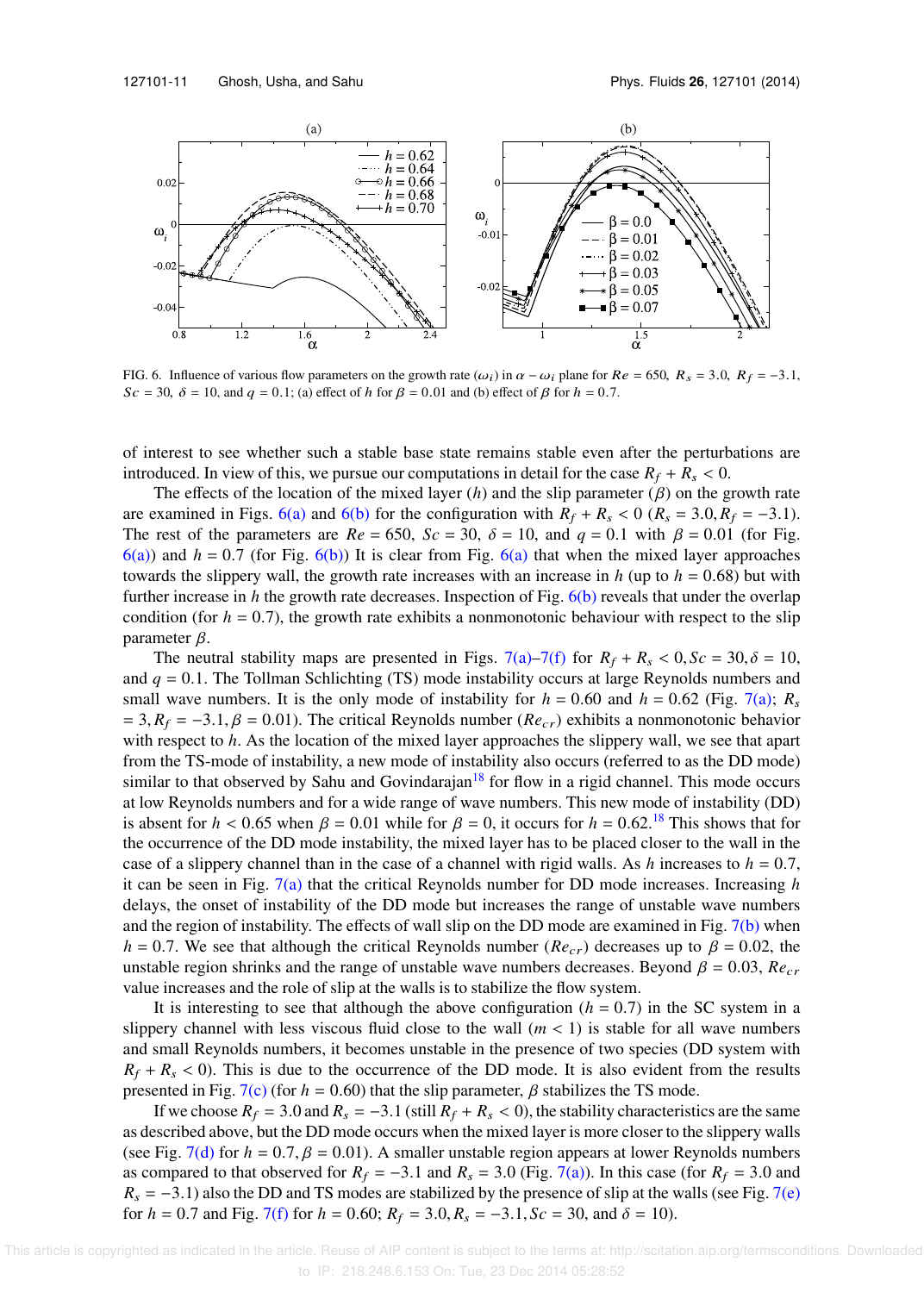FIG. 6. Influence of various flow parameters on the growth rate ($\omega_i$) in $\alpha - \omega_i$ plane for $Re$ = 650, $R_s$ = 3.0, $R_f$ = −3.1, $Sc$ = 30, $\delta$ = 10, and $q$ = 0.1; (a) effect of $h$ for $\beta$ = 0.01 and (b) effect of $\beta$ for $h$ = 0.7.

of interest to see whether such a stable base state remains stable even after the perturbations are introduced. In view of this, we pursue our computations in detail for the case $R_f + R_s < 0$.

The effects of the location of the mixed layer ($h$) and the slip parameter ($\beta$) on the growth rate are examined in Figs. 6(a) and 6(b) for the configuration with $R_f + R_s < 0$ ($R_s = 3.0, R_f = -3.1$). The rest of the parameters are $Re$ = 650, $Sc$ = 30, $\delta$ = 10, and $q$ = 0.1 with $\beta$ = 0.01 (for Fig. 6(a)) and $h$ = 0.7 (for Fig. 6(b)) It is clear from Fig. 6(a) that when the mixed layer approaches towards the slippery wall, the growth rate increases with an increase in $h$ (up to $h$ = 0.68) but with further increase in $h$ the growth rate decreases. Inspection of Fig. 6(b) reveals that under the overlap condition (for $h$ = 0.7), the growth rate exhibits a nonmonotonic behaviour with respect to the slip parameter $\beta$.

The neutral stability maps are presented in Figs. 7(a)–7(f) for $R_f + R_s < 0, Sc = 30, \delta = 10$, and $q$ = 0.1. The Tollman Schlichting (TS) mode instability occurs at large Reynolds numbers and small wave numbers. It is the only mode of instability for $h$ = 0.60 and $h$ = 0.62 (Fig. 7(a); $R_s$ = 3, $R_f$ = −3.1, $\beta$ = 0.01). The critical Reynolds number ($Re_{cr}$) exhibits a nonmonotonic behavior with respect to $h$. As the location of the mixed layer approaches the slippery wall, we see that apart from the TS-mode of instability, a new mode of instability also occurs (referred to as the DD mode) similar to that observed by Sahu and Govindarajan[18] for flow in a rigid channel. This mode occurs at low Reynolds numbers and for a wide range of wave numbers. This new mode of instability (DD) is absent for $h$ < 0.65 when $\beta$ = 0.01 while for $\beta$ = 0, it occurs for $h$ = 0.62.[18] This shows that for the occurrence of the DD mode instability, the mixed layer has to be placed closer to the wall in the case of a slippery channel than in the case of a channel with rigid walls. As $h$ increases to $h$ = 0.7, it can be seen in Fig. 7(a) that the critical Reynolds number for DD mode increases. Increasing $h$ delays, the onset of instability of the DD mode but increases the range of unstable wave numbers and the region of instability. The effects of wall slip on the DD mode are examined in Fig. 7(b) when $h$ = 0.7. We see that although the critical Reynolds number ($Re_{cr}$) decreases up to $\beta$ = 0.02, the unstable region shrinks and the range of unstable wave numbers decreases. Beyond $\beta$ = 0.03, $Re_{cr}$ value increases and the role of slip at the walls is to stabilize the flow system.

It is interesting to see that although the above configuration ($h$ = 0.7) in the SC system in a slippery channel with less viscous fluid close to the wall ($m$ < 1) is stable for all wave numbers and small Reynolds numbers, it becomes unstable in the presence of two species (DD system with $R_f + R_s < 0$). This is due to the occurrence of the DD mode. It is also evident from the results presented in Fig. 7(c) (for $h$ = 0.60) that the slip parameter, $\beta$ stabilizes the TS mode.

If we choose $R_f$ = 3.0 and $R_s$ = −3.1 (still $R_f + R_s < 0$), the stability characteristics are the same as described above, but the DD mode occurs when the mixed layer is more closer to the slippery walls (see Fig. 7(d) for $h$ = 0.7, $\beta$ = 0.01). A smaller unstable region appears at lower Reynolds numbers as compared to that observed for $R_f$ = −3.1 and $R_s$ = 3.0 (Fig. 7(a)). In this case (for $R_f$ = 3.0 and $R_s$ = −3.1) also the DD and TS modes are stabilized by the presence of slip at the walls (see Fig. 7(e) for $h$ = 0.7 and Fig. 7(f) for $h$ = 0.60; $R_f$ = 3.0, $R_s$ = −3.1, $Sc$ = 30, and $\delta$ = 10).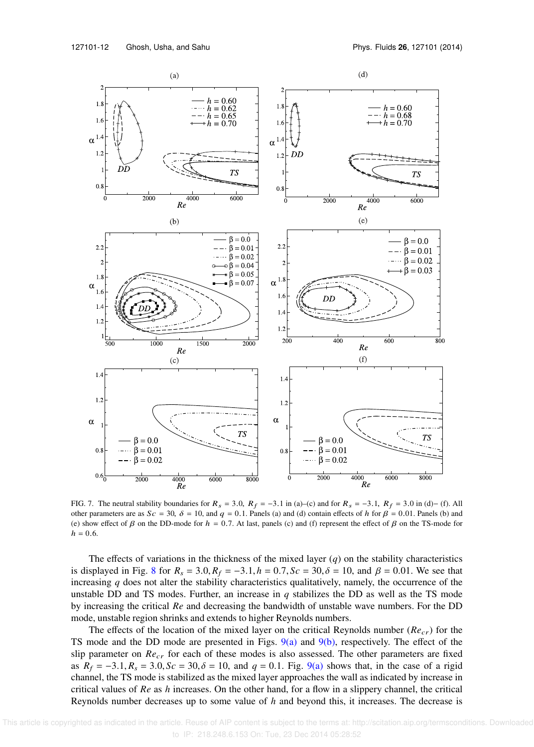FIG. 7. The neutral stability boundaries for $R_s = 3.0$, $R_f = -3.1$ in (a)–(c) and for $R_s = -3.1$, $R_f = 3.0$ in (d)– (f). All other parameters are as $Sc = 30$, $\delta = 10$, and $q = 0.1$. Panels (a) and (d) contain effects of $h$ for $\beta = 0.01$. Panels (b) and (e) show effect of $\beta$ on the DD-mode for $h = 0.7$. At last, panels (c) and (f) represent the effect of $\beta$ on the TS-mode for $h = 0.6$.

The effects of variations in the thickness of the mixed layer ($q$) on the stability characteristics is displayed in Fig. 8 for $R_s = 3.0, R_f = -3.1, h = 0.7, Sc = 30, \delta = 10$, and $\beta = 0.01$. We see that increasing $q$ does not alter the stability characteristics qualitatively, namely, the occurrence of the unstable DD and TS modes. Further, an increase in $q$ stabilizes the DD as well as the TS mode by increasing the critical $Re$ and decreasing the bandwidth of unstable wave numbers. For the DD mode, unstable region shrinks and extends to higher Reynolds numbers.

The effects of the location of the mixed layer on the critical Reynolds number ($Re_{cr}$) for the TS mode and the DD mode are presented in Figs. 9(a) and 9(b), respectively. The effect of the slip parameter on $Re_{cr}$ for each of these modes is also assessed. The other parameters are fixed as $R_f = -3.1, R_s = 3.0, Sc = 30, \delta = 10$, and $q = 0.1$. Fig. 9(a) shows that, in the case of a rigid channel, the TS mode is stabilized as the mixed layer approaches the wall as indicated by increase in critical values of $Re$ as $h$ increases. On the other hand, for a flow in a slippery channel, the critical Reynolds number decreases up to some value of $h$ and beyond this, it increases. The decrease is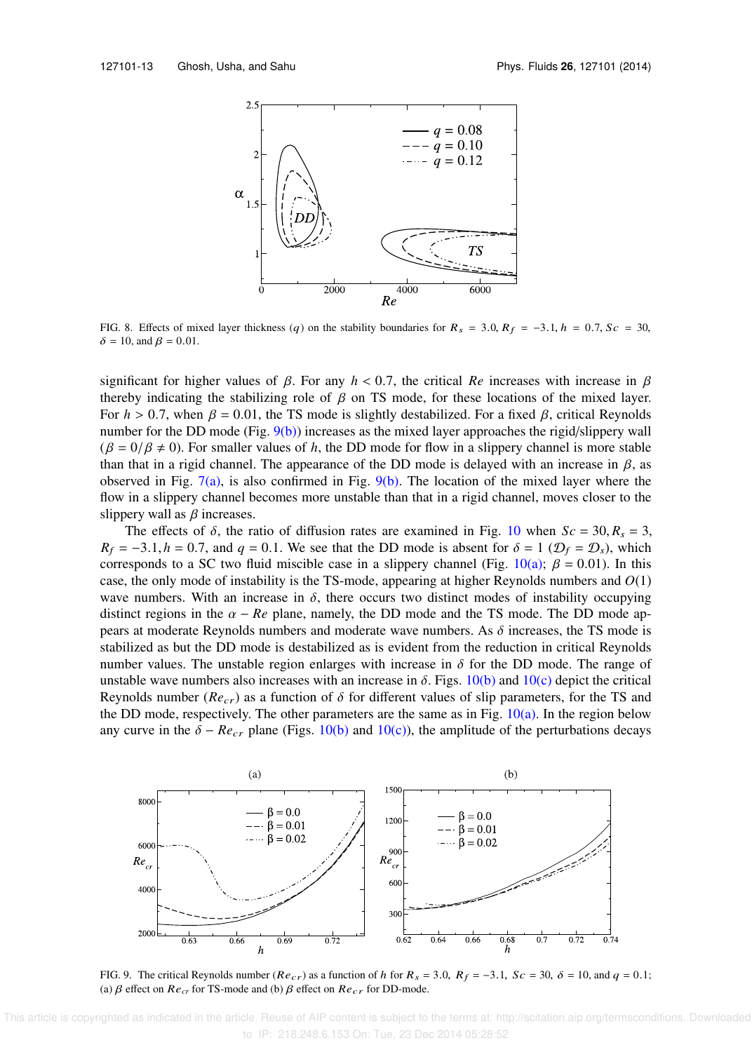FIG. 8. Effects of mixed layer thickness ($q$) on the stability boundaries for $R_s = 3.0$, $R_f = -3.1$, $h = 0.7$, $Sc = 30$, $\delta = 10$, and $\beta = 0.01$.

significant for higher values of $\beta$. For any $h < 0.7$, the critical $Re$ increases with increase in $\beta$ thereby indicating the stabilizing role of $\beta$ on TS mode, for these locations of the mixed layer. For $h > 0.7$, when $\beta = 0.01$, the TS mode is slightly destabilized. For a fixed $\beta$, critical Reynolds number for the DD mode (Fig. 9(b)) increases as the mixed layer approaches the rigid/slippery wall ($\beta = 0/\beta \neq 0$). For smaller values of $h$, the DD mode for flow in a slippery channel is more stable than that in a rigid channel. The appearance of the DD mode is delayed with an increase in $\beta$, as observed in Fig. 7(a), is also confirmed in Fig. 9(b). The location of the mixed layer where the flow in a slippery channel becomes more unstable than that in a rigid channel, moves closer to the slippery wall as $\beta$ increases.

The effects of $\delta$, the ratio of diffusion rates are examined in Fig. 10 when $Sc = 30, R_s = 3$, $R_f = -3.1, h = 0.7$, and $q = 0.1$. We see that the DD mode is absent for $\delta = 1$ ($\mathcal{D}_f = \mathcal{D}_s$), which corresponds to a SC two fluid miscible case in a slippery channel (Fig. 10(a); $\beta = 0.01$). In this case, the only mode of instability is the TS-mode, appearing at higher Reynolds numbers and $O(1)$ wave numbers. With an increase in $\delta$, there occurs two distinct modes of instability occupying distinct regions in the $\alpha - Re$ plane, namely, the DD mode and the TS mode. The DD mode appears at moderate Reynolds numbers and moderate wave numbers. As $\delta$ increases, the TS mode is stabilized as but the DD mode is destabilized as is evident from the reduction in critical Reynolds number values. The unstable region enlarges with increase in $\delta$ for the DD mode. The range of unstable wave numbers also increases with an increase in $\delta$. Figs. 10(b) and 10(c) depict the critical Reynolds number ($Re_{cr}$) as a function of $\delta$ for different values of slip parameters, for the TS and the DD mode, respectively. The other parameters are the same as in Fig. 10(a). In the region below any curve in the $\delta - Re_{cr}$ plane (Figs. 10(b) and 10(c)), the amplitude of the perturbations decays

FIG. 9. The critical Reynolds number ($Re_{cr}$) as a function of $h$ for $R_s = 3.0$, $R_f = -3.1$, $Sc = 30$, $\delta = 10$, and $q = 0.1$; (a) $\beta$ effect on $Re_{cr}$ for TS-mode and (b) $\beta$ effect on $Re_{cr}$ for DD-mode.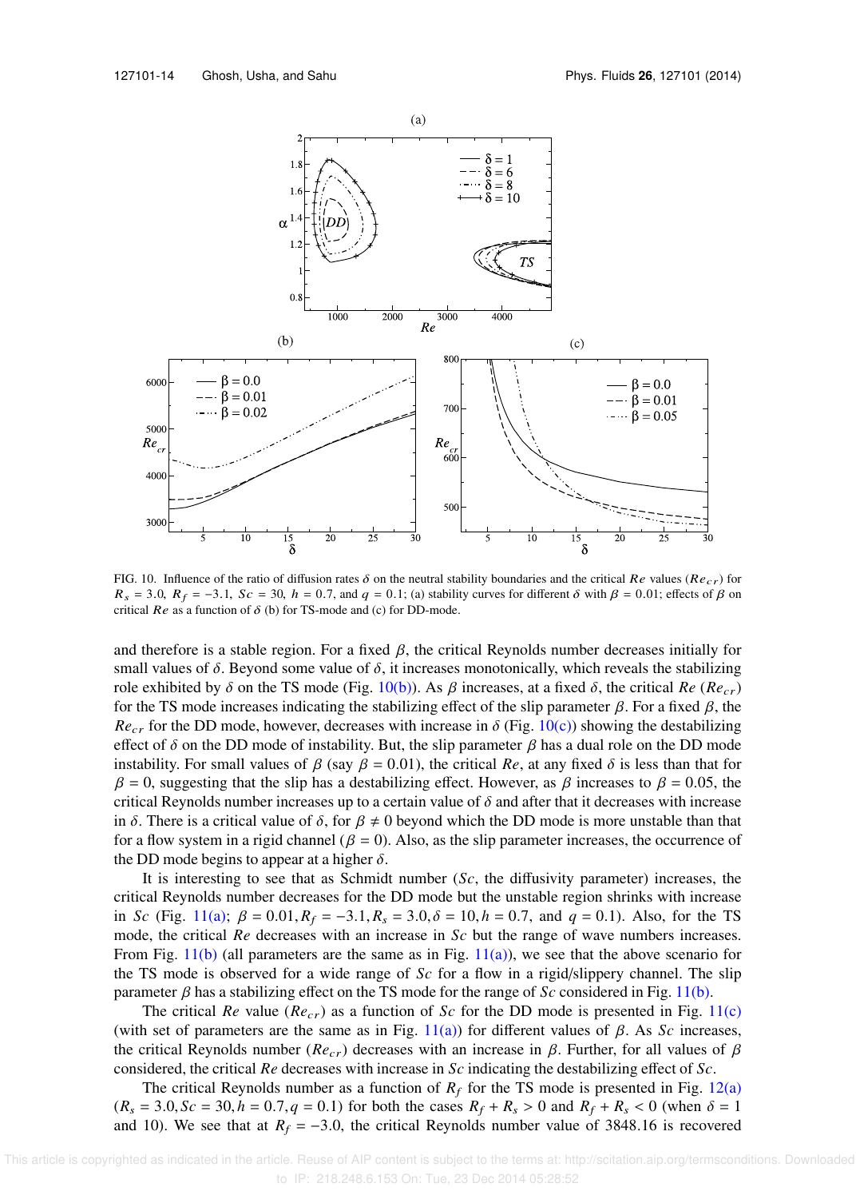FIG. 10. Influence of the ratio of diffusion rates $\delta$ on the neutral stability boundaries and the critical $Re$ values ($Re_{cr}$) for $R_s = 3.0$, $R_f = -3.1$, $Sc = 30$, $h = 0.7$, and $q = 0.1$; (a) stability curves for different $\delta$ with $\beta = 0.01$; effects of $\beta$ on critical $Re$ as a function of $\delta$ (b) for TS-mode and (c) for DD-mode.

and therefore is a stable region. For a fixed $\beta$, the critical Reynolds number decreases initially for small values of $\delta$. Beyond some value of $\delta$, it increases monotonically, which reveals the stabilizing role exhibited by $\delta$ on the TS mode (Fig. 10(b)). As $\beta$ increases, at a fixed $\delta$, the critical $Re$ ($Re_{cr}$) for the TS mode increases indicating the stabilizing effect of the slip parameter $\beta$. For a fixed $\beta$, the $Re_{cr}$ for the DD mode, however, decreases with increase in $\delta$ (Fig. 10(c)) showing the destabilizing effect of $\delta$ on the DD mode of instability. But, the slip parameter $\beta$ has a dual role on the DD mode instability. For small values of $\beta$ (say $\beta = 0.01$), the critical $Re$, at any fixed $\delta$ is less than that for $\beta = 0$, suggesting that the slip has a destabilizing effect. However, as $\beta$ increases to $\beta = 0.05$, the critical Reynolds number increases up to a certain value of $\delta$ and after that it decreases with increase in $\delta$. There is a critical value of $\delta$, for $\beta \neq 0$ beyond which the DD mode is more unstable than that for a flow system in a rigid channel ($\beta = 0$). Also, as the slip parameter increases, the occurrence of the DD mode begins to appear at a higher $\delta$.

It is interesting to see that as Schmidt number ($Sc$, the diffusivity parameter) increases, the critical Reynolds number decreases for the DD mode but the unstable region shrinks with increase in $Sc$ (Fig. 11(a); $\beta = 0.01, R_f = -3.1, R_s = 3.0, \delta = 10, h = 0.7,$ and $q = 0.1$). Also, for the TS mode, the critical $Re$ decreases with an increase in $Sc$ but the range of wave numbers increases. From Fig. 11(b) (all parameters are the same as in Fig. 11(a)), we see that the above scenario for the TS mode is observed for a wide range of $Sc$ for a flow in a rigid/slippery channel. The slip parameter $\beta$ has a stabilizing effect on the TS mode for the range of $Sc$ considered in Fig. 11(b).

The critical $Re$ value ($Re_{cr}$) as a function of $Sc$ for the DD mode is presented in Fig. 11(c) (with set of parameters are the same as in Fig. 11(a)) for different values of $\beta$. As $Sc$ increases, the critical Reynolds number ($Re_{cr}$) decreases with an increase in $\beta$. Further, for all values of $\beta$ considered, the critical $Re$ decreases with increase in $Sc$ indicating the destabilizing effect of $Sc$.

The critical Reynolds number as a function of $R_f$ for the TS mode is presented in Fig. 12(a) ($R_s = 3.0, Sc = 30, h = 0.7, q = 0.1$) for both the cases $R_f + R_s > 0$ and $R_f + R_s < 0$ (when $\delta = 1$ and 10). We see that at $R_f = -3.0$, the critical Reynolds number value of 3848.16 is recovered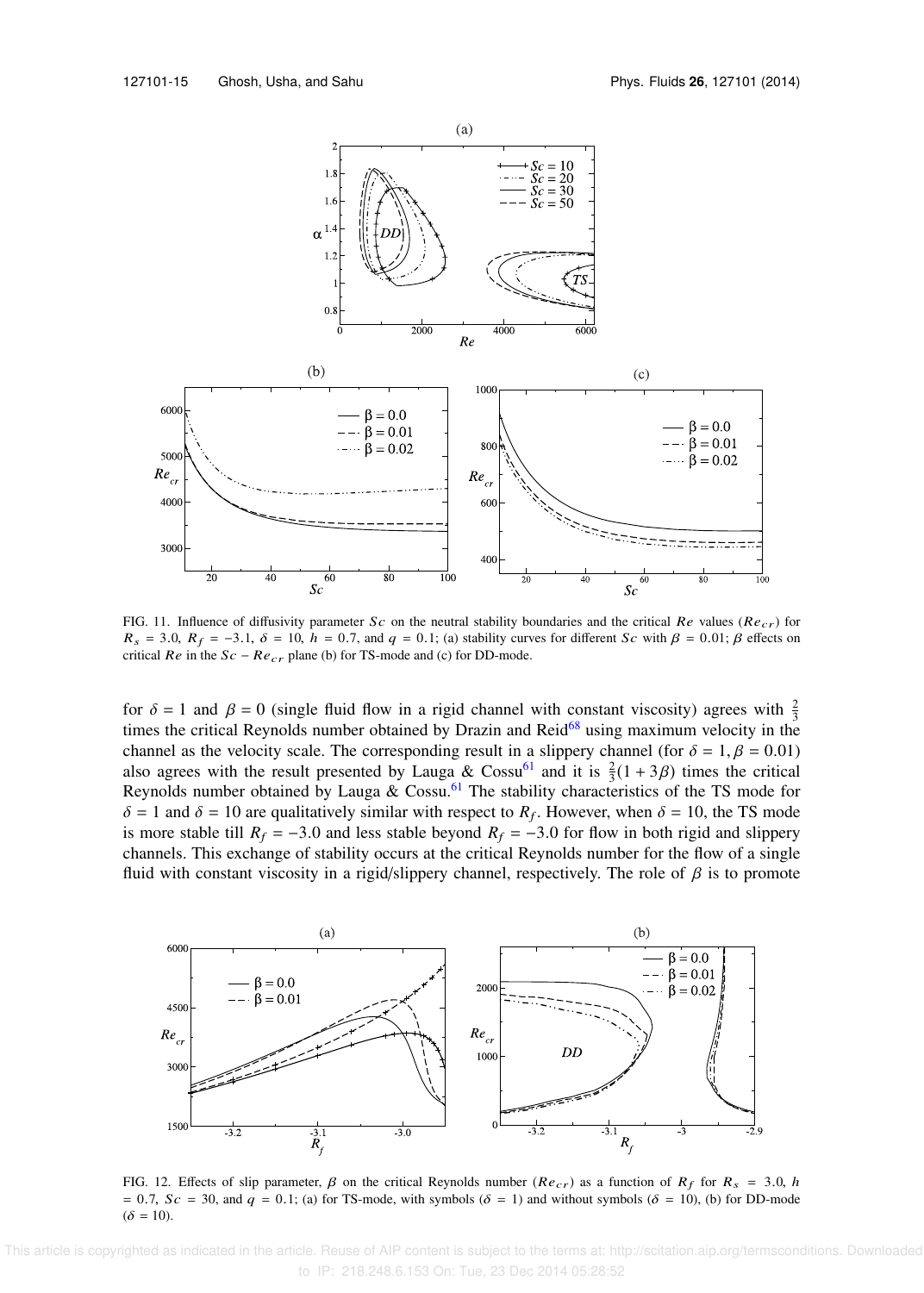FIG. 11. Influence of diffusivity parameter $Sc$ on the neutral stability boundaries and the critical $Re$ values ($Re_{cr}$) for $R_s = 3.0$, $R_f = -3.1$, $\delta = 10$, $h = 0.7$, and $q = 0.1$; (a) stability curves for different $Sc$ with $\beta = 0.01$; $\beta$ effects on critical $Re$ in the $Sc - Re_{cr}$ plane (b) for TS-mode and (c) for DD-mode.

for $\delta = 1$ and $\beta = 0$ (single fluid flow in a rigid channel with constant viscosity) agrees with $\frac{2}{3}$ times the critical Reynolds number obtained by Drazin and Reid[68] using maximum velocity in the channel as the velocity scale. The corresponding result in a slippery channel (for $\delta = 1, \beta = 0.01$) also agrees with the result presented by Lauga & Cossu[61] and it is $\frac{2}{3}(1 + 3\beta)$ times the critical Reynolds number obtained by Lauga & Cossu.[61] The stability characteristics of the TS mode for $\delta = 1$ and $\delta = 10$ are qualitatively similar with respect to $R_f$. However, when $\delta = 10$, the TS mode is more stable till $R_f = -3.0$ and less stable beyond $R_f = -3.0$ for flow in both rigid and slippery channels. This exchange of stability occurs at the critical Reynolds number for the flow of a single fluid with constant viscosity in a rigid/slippery channel, respectively. The role of $\beta$ is to promote

FIG. 12. Effects of slip parameter, $\beta$ on the critical Reynolds number ($Re_{cr}$) as a function of $R_f$ for $R_s = 3.0$, $h = 0.7$, $Sc = 30$, and $q = 0.1$; (a) for TS-mode, with symbols ($\delta = 1$) and without symbols ($\delta = 10$), (b) for DD-mode ($\delta = 10$).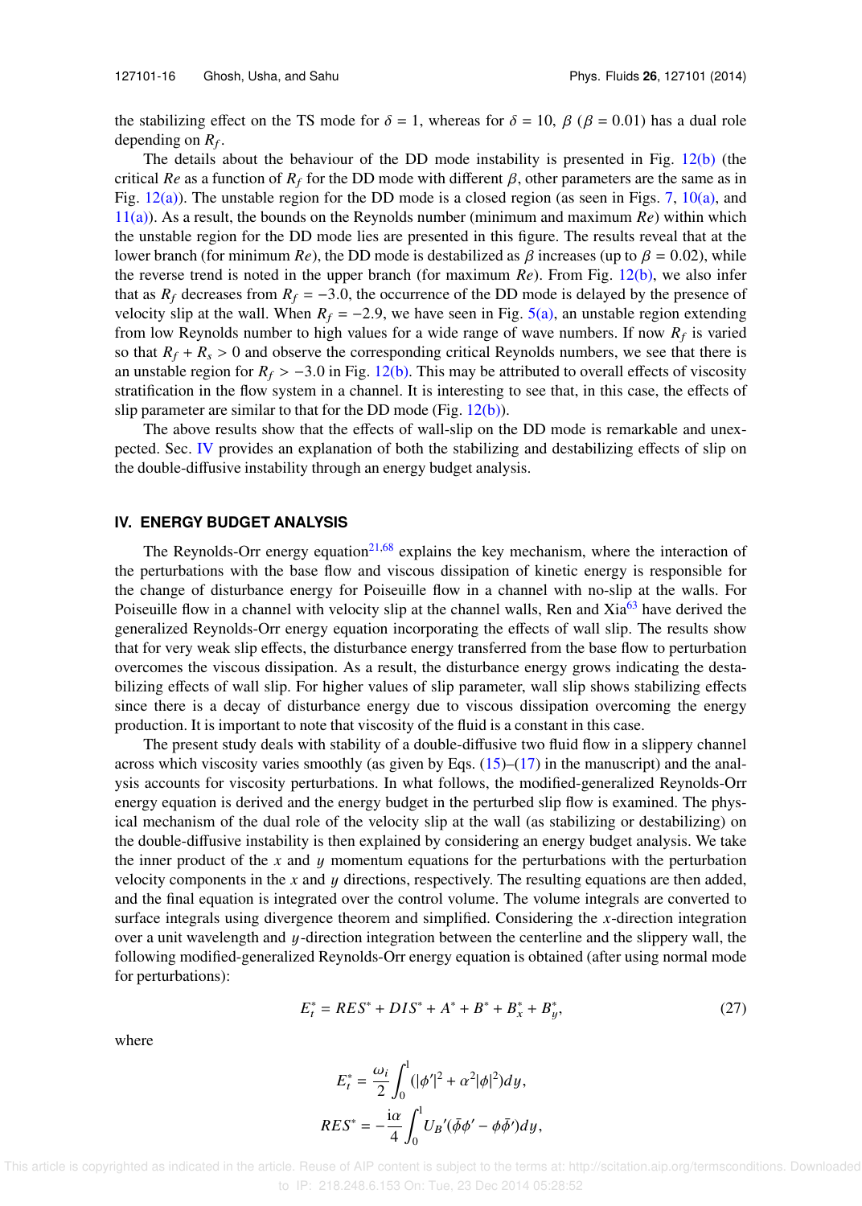the stabilizing effect on the TS mode for $\delta = 1$, whereas for $\delta = 10$, $\beta$ ($\beta = 0.01$) has a dual role depending on $R_f$.

The details about the behaviour of the DD mode instability is presented in Fig. 12(b) (the critical $Re$ as a function of $R_f$ for the DD mode with different $\beta$, other parameters are the same as in Fig. 12(a)). The unstable region for the DD mode is a closed region (as seen in Figs. 7, 10(a), and 11(a)). As a result, the bounds on the Reynolds number (minimum and maximum $Re$) within which the unstable region for the DD mode lies are presented in this figure. The results reveal that at the lower branch (for minimum $Re$), the DD mode is destabilized as $\beta$ increases (up to $\beta = 0.02$), while the reverse trend is noted in the upper branch (for maximum $Re$). From Fig. 12(b), we also infer that as $R_f$ decreases from $R_f = -3.0$, the occurrence of the DD mode is delayed by the presence of velocity slip at the wall. When $R_f = -2.9$, we have seen in Fig. 5(a), an unstable region extending from low Reynolds number to high values for a wide range of wave numbers. If now $R_f$ is varied so that $R_f + R_s > 0$ and observe the corresponding critical Reynolds numbers, we see that there is an unstable region for $R_f > -3.0$ in Fig. 12(b). This may be attributed to overall effects of viscosity stratification in the flow system in a channel. It is interesting to see that, in this case, the effects of slip parameter are similar to that for the DD mode (Fig. 12(b)).

The above results show that the effects of wall-slip on the DD mode is remarkable and unexpected. Sec. IV provides an explanation of both the stabilizing and destabilizing effects of slip on the double-diffusive instability through an energy budget analysis.

## IV. ENERGY BUDGET ANALYSIS

The Reynolds-Orr energy equation[21,68] explains the key mechanism, where the interaction of the perturbations with the base flow and viscous dissipation of kinetic energy is responsible for the change of disturbance energy for Poiseuille flow in a channel with no-slip at the walls. For Poiseuille flow in a channel with velocity slip at the channel walls, Ren and Xia[63] have derived the generalized Reynolds-Orr energy equation incorporating the effects of wall slip. The results show that for very weak slip effects, the disturbance energy transferred from the base flow to perturbation overcomes the viscous dissipation. As a result, the disturbance energy grows indicating the destabilizing effects of wall slip. For higher values of slip parameter, wall slip shows stabilizing effects since there is a decay of disturbance energy due to viscous dissipation overcoming the energy production. It is important to note that viscosity of the fluid is a constant in this case.

The present study deals with stability of a double-diffusive two fluid flow in a slippery channel across which viscosity varies smoothly (as given by Eqs. (15)–(17) in the manuscript) and the analysis accounts for viscosity perturbations. In what follows, the modified-generalized Reynolds-Orr energy equation is derived and the energy budget in the perturbed slip flow is examined. The physical mechanism of the dual role of the velocity slip at the wall (as stabilizing or destabilizing) on the double-diffusive instability is then explained by considering an energy budget analysis. We take the inner product of the $x$ and $y$ momentum equations for the perturbations with the perturbation velocity components in the $x$ and $y$ directions, respectively. The resulting equations are then added, and the final equation is integrated over the control volume. The volume integrals are converted to surface integrals using divergence theorem and simplified. Considering the $x$-direction integration over a unit wavelength and $y$-direction integration between the centerline and the slippery wall, the following modified-generalized Reynolds-Orr energy equation is obtained (after using normal mode for perturbations):

$$E_t^* = RES^* + DIS^* + A^* + B^* + B_x^* + B_y^*, \tag{27}$$

where

$$E_t^* = \frac{\omega_i}{2}\int_0^1 (|\phi'|^2 + \alpha^2|\phi|^2)dy,$$

$$RES^* = -\frac{i\alpha}{4}\int_0^1 U_B'(\bar{\phi}\phi' - \phi\bar{\phi}')dy,$$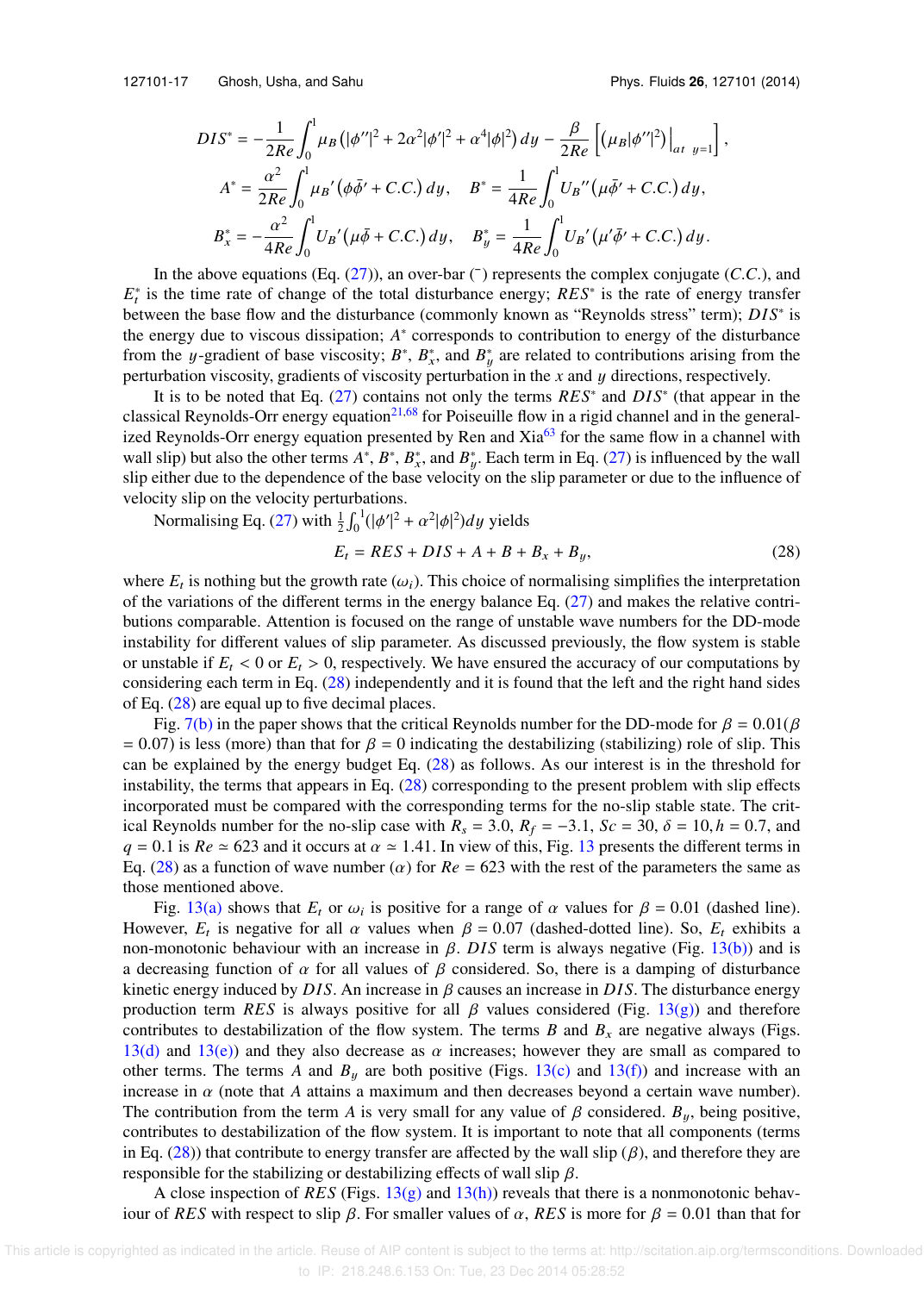$$DIS^* = -\frac{1}{2Re}\int_0^1 \mu_B\left(|\phi''|^2 + 2\alpha^2|\phi'|^2 + \alpha^4|\phi|^2\right)dy - \frac{\beta}{2Re}\left[\left(\mu_B|\phi''|^2\right)\Big|_{at\ \ y=1}\right],$$

$$A^* = \frac{\alpha^2}{2Re}\int_0^1 \mu_B'\left(\phi\bar{\phi}' + C.C.\right)dy, \quad B^* = \frac{1}{4Re}\int_0^1 U_B''\left(\mu\bar{\phi}' + C.C.\right)dy,$$

$$B_x^* = -\frac{\alpha^2}{4Re}\int_0^1 U_B'\left(\mu\bar{\phi} + C.C.\right)dy, \quad B_y^* = \frac{1}{4Re}\int_0^1 U_B'\left(\mu'\bar{\phi}' + C.C.\right)dy.$$

In the above equations (Eq. (27)), an over-bar ($\bar{\ }$) represents the complex conjugate ($C.C.$), and $E_t^*$ is the time rate of change of the total disturbance energy; $RES^*$ is the rate of energy transfer between the base flow and the disturbance (commonly known as "Reynolds stress" term); $DIS^*$ is the energy due to viscous dissipation; $A^*$ corresponds to contribution to energy of the disturbance from the $y$-gradient of base viscosity; $B^*$, $B_x^*$, and $B_y^*$ are related to contributions arising from the perturbation viscosity, gradients of viscosity perturbation in the $x$ and $y$ directions, respectively.

It is to be noted that Eq. (27) contains not only the terms $RES^*$ and $DIS^*$ (that appear in the classical Reynolds-Orr energy equation[21,68] for Poiseuille flow in a rigid channel and in the generalized Reynolds-Orr energy equation presented by Ren and Xia[63] for the same flow in a channel with wall slip) but also the other terms $A^*$, $B^*$, $B_x^*$, and $B_y^*$. Each term in Eq. (27) is influenced by the wall slip either due to the dependence of the base velocity on the slip parameter or due to the influence of velocity slip on the velocity perturbations.

Normalising Eq. (27) with $\frac{1}{2}\int_0^1(|\phi'|^2 + \alpha^2|\phi|^2)dy$ yields

$$E_t = RES + DIS + A + B + B_x + B_y, \tag{28}$$

where $E_t$ is nothing but the growth rate ($\omega_i$). This choice of normalising simplifies the interpretation of the variations of the different terms in the energy balance Eq. (27) and makes the relative contributions comparable. Attention is focused on the range of unstable wave numbers for the DD-mode instability for different values of slip parameter. As discussed previously, the flow system is stable or unstable if $E_t < 0$ or $E_t > 0$, respectively. We have ensured the accuracy of our computations by considering each term in Eq. (28) independently and it is found that the left and the right hand sides of Eq. (28) are equal up to five decimal places.

Fig. 7(b) in the paper shows that the critical Reynolds number for the DD-mode for $\beta = 0.01$($\beta = 0.07$) is less (more) than that for $\beta = 0$ indicating the destabilizing (stabilizing) role of slip. This can be explained by the energy budget Eq. (28) as follows. As our interest is in the threshold for instability, the terms that appears in Eq. (28) corresponding to the present problem with slip effects incorporated must be compared with the corresponding terms for the no-slip stable state. The critical Reynolds number for the no-slip case with $R_s = 3.0$, $R_f = -3.1$, $Sc = 30$, $\delta = 10$, $h = 0.7$, and $q = 0.1$ is $Re \simeq 623$ and it occurs at $\alpha \simeq 1.41$. In view of this, Fig. 13 presents the different terms in Eq. (28) as a function of wave number ($\alpha$) for $Re = 623$ with the rest of the parameters the same as those mentioned above.

Fig. 13(a) shows that $E_t$ or $\omega_i$ is positive for a range of $\alpha$ values for $\beta = 0.01$ (dashed line). However, $E_t$ is negative for all $\alpha$ values when $\beta = 0.07$ (dashed-dotted line). So, $E_t$ exhibits a non-monotonic behaviour with an increase in $\beta$. $DIS$ term is always negative (Fig. 13(b)) and is a decreasing function of $\alpha$ for all values of $\beta$ considered. So, there is a damping of disturbance kinetic energy induced by $DIS$. An increase in $\beta$ causes an increase in $DIS$. The disturbance energy production term $RES$ is always positive for all $\beta$ values considered (Fig. 13(g)) and therefore contributes to destabilization of the flow system. The terms $B$ and $B_x$ are negative always (Figs. 13(d) and 13(e)) and they also decrease as $\alpha$ increases; however they are small as compared to other terms. The terms $A$ and $B_y$ are both positive (Figs. 13(c) and 13(f)) and increase with an increase in $\alpha$ (note that $A$ attains a maximum and then decreases beyond a certain wave number). The contribution from the term $A$ is very small for any value of $\beta$ considered. $B_y$, being positive, contributes to destabilization of the flow system. It is important to note that all components (terms in Eq. (28)) that contribute to energy transfer are affected by the wall slip ($\beta$), and therefore they are responsible for the stabilizing or destabilizing effects of wall slip $\beta$.

A close inspection of $RES$ (Figs. 13(g) and 13(h)) reveals that there is a nonmonotonic behaviour of $RES$ with respect to slip $\beta$. For smaller values of $\alpha$, $RES$ is more for $\beta = 0.01$ than that for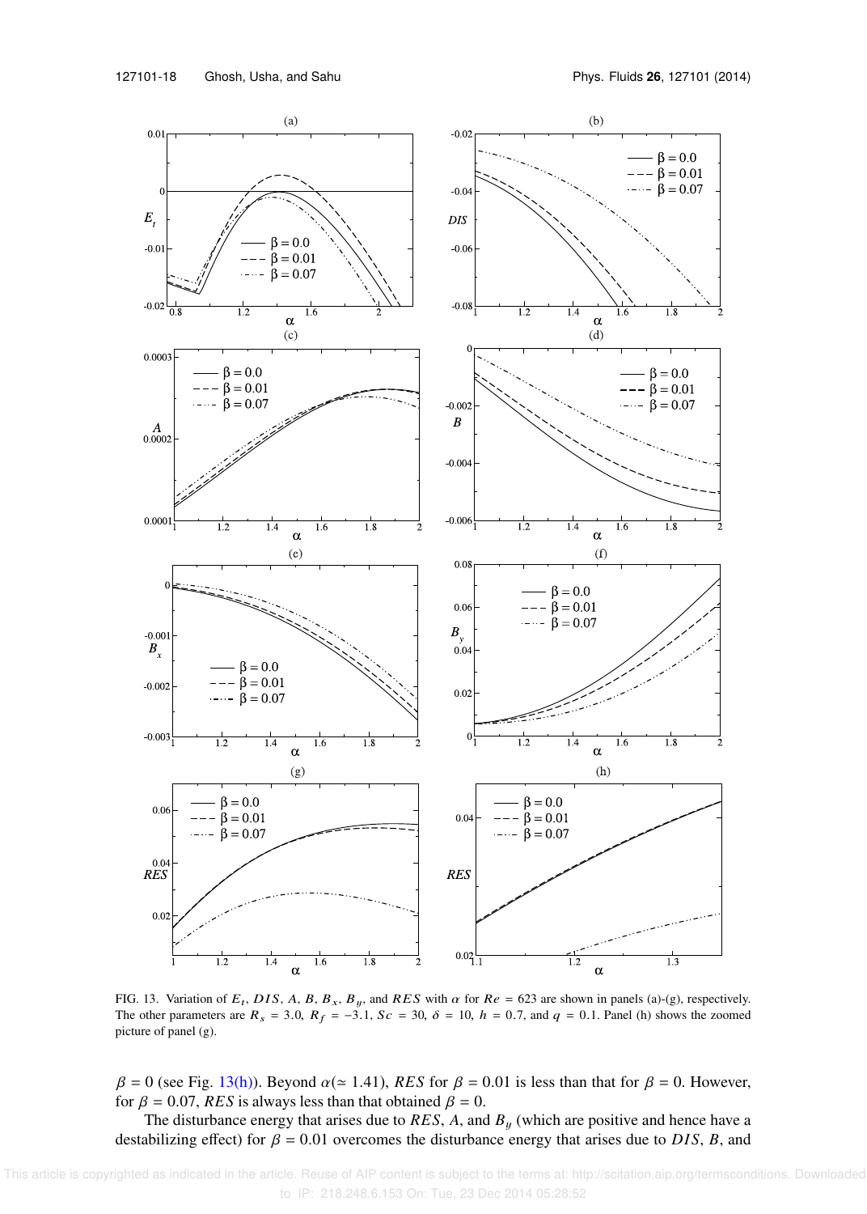FIG. 13. Variation of $E_t$, $DIS$, $A$, $B$, $B_x$, $B_y$, and $RES$ with $\alpha$ for $Re = 623$ are shown in panels (a)-(g), respectively. The other parameters are $R_s = 3.0$, $R_f = -3.1$, $Sc = 30$, $\delta = 10$, $h = 0.7$, and $q = 0.1$. Panel (h) shows the zoomed picture of panel (g).

$\beta = 0$ (see Fig. 13(h)). Beyond $\alpha(\simeq 1.41)$, $RES$ for $\beta = 0.01$ is less than that for $\beta = 0$. However, for $\beta = 0.07$, $RES$ is always less than that obtained $\beta = 0$.

The disturbance energy that arises due to $RES$, $A$, and $B_y$ (which are positive and hence have a destabilizing effect) for $\beta = 0.01$ overcomes the disturbance energy that arises due to $DIS$, $B$, and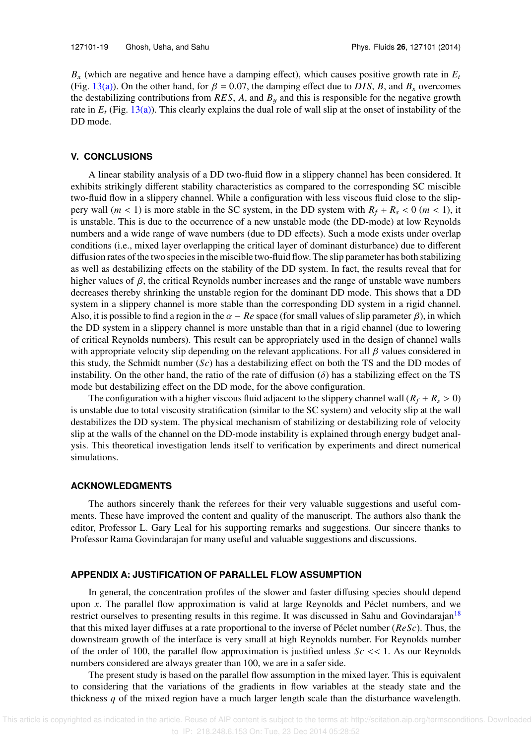$B_x$ (which are negative and hence have a damping effect), which causes positive growth rate in $E_t$ (Fig. 13(a)). On the other hand, for $\beta = 0.07$, the damping effect due to $DIS$, $B$, and $B_x$ overcomes the destabilizing contributions from $RES$, $A$, and $B_y$ and this is responsible for the negative growth rate in $E_t$ (Fig. 13(a)). This clearly explains the dual role of wall slip at the onset of instability of the DD mode.

## V. CONCLUSIONS

A linear stability analysis of a DD two-fluid flow in a slippery channel has been considered. It exhibits strikingly different stability characteristics as compared to the corresponding SC miscible two-fluid flow in a slippery channel. While a configuration with less viscous fluid close to the slippery wall ($m < 1$) is more stable in the SC system, in the DD system with $R_f + R_s < 0$ ($m < 1$), it is unstable. This is due to the occurrence of a new unstable mode (the DD-mode) at low Reynolds numbers and a wide range of wave numbers (due to DD effects). Such a mode exists under overlap conditions (i.e., mixed layer overlapping the critical layer of dominant disturbance) due to different diffusion rates of the two species in the miscible two-fluid flow. The slip parameter has both stabilizing as well as destabilizing effects on the stability of the DD system. In fact, the results reveal that for higher values of $\beta$, the critical Reynolds number increases and the range of unstable wave numbers decreases thereby shrinking the unstable region for the dominant DD mode. This shows that a DD system in a slippery channel is more stable than the corresponding DD system in a rigid channel. Also, it is possible to find a region in the $\alpha - Re$ space (for small values of slip parameter $\beta$), in which the DD system in a slippery channel is more unstable than that in a rigid channel (due to lowering of critical Reynolds numbers). This result can be appropriately used in the design of channel walls with appropriate velocity slip depending on the relevant applications. For all $\beta$ values considered in this study, the Schmidt number ($Sc$) has a destabilizing effect on both the TS and the DD modes of instability. On the other hand, the ratio of the rate of diffusion ($\delta$) has a stabilizing effect on the TS mode but destabilizing effect on the DD mode, for the above configuration.

The configuration with a higher viscous fluid adjacent to the slippery channel wall ($R_f + R_s > 0$) is unstable due to total viscosity stratification (similar to the SC system) and velocity slip at the wall destabilizes the DD system. The physical mechanism of stabilizing or destabilizing role of velocity slip at the walls of the channel on the DD-mode instability is explained through energy budget analysis. This theoretical investigation lends itself to verification by experiments and direct numerical simulations.

## ACKNOWLEDGMENTS

The authors sincerely thank the referees for their very valuable suggestions and useful comments. These have improved the content and quality of the manuscript. The authors also thank the editor, Professor L. Gary Leal for his supporting remarks and suggestions. Our sincere thanks to Professor Rama Govindarajan for many useful and valuable suggestions and discussions.

## APPENDIX A: JUSTIFICATION OF PARALLEL FLOW ASSUMPTION

In general, the concentration profiles of the slower and faster diffusing species should depend upon $x$. The parallel flow approximation is valid at large Reynolds and Péclet numbers, and we restrict ourselves to presenting results in this regime. It was discussed in Sahu and Govindarajan[18] that this mixed layer diffuses at a rate proportional to the inverse of Péclet number ($ReSc$). Thus, the downstream growth of the interface is very small at high Reynolds number. For Reynolds number of the order of 100, the parallel flow approximation is justified unless $Sc << 1$. As our Reynolds numbers considered are always greater than 100, we are in a safer side.

The present study is based on the parallel flow assumption in the mixed layer. This is equivalent to considering that the variations of the gradients in flow variables at the steady state and the thickness $q$ of the mixed region have a much larger length scale than the disturbance wavelength.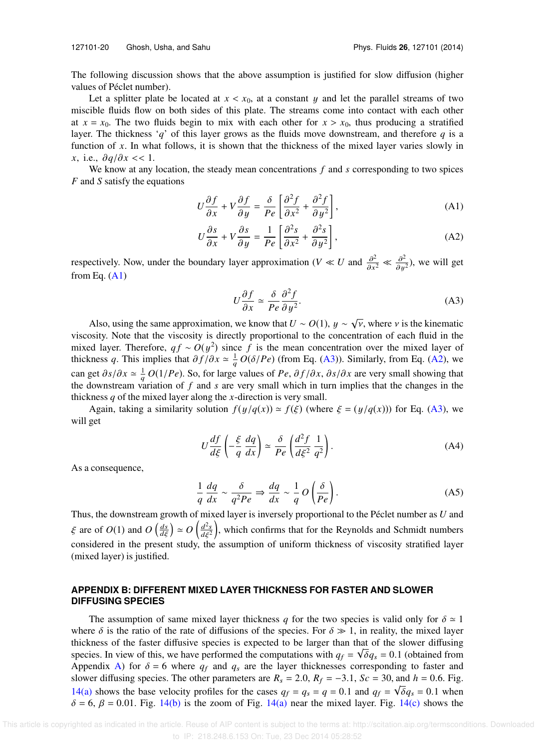The following discussion shows that the above assumption is justified for slow diffusion (higher values of Péclet number).

Let a splitter plate be located at $x < x_0$, at a constant $y$ and let the parallel streams of two miscible fluids flow on both sides of this plate. The streams come into contact with each other at $x = x_0$. The two fluids begin to mix with each other for $x > x_0$, thus producing a stratified layer. The thickness '$q$' of this layer grows as the fluids move downstream, and therefore $q$ is a function of $x$. In what follows, it is shown that the thickness of the mixed layer varies slowly in $x$, i.e., $\partial q/\partial x << 1$.

We know at any location, the steady mean concentrations $f$ and $s$ corresponding to two spices $F$ and $S$ satisfy the equations

$$U\frac{\partial f}{\partial x} + V\frac{\partial f}{\partial y} = \frac{\delta}{Pe}\left[\frac{\partial^2 f}{\partial x^2} + \frac{\partial^2 f}{\partial y^2}\right], \tag{A1}$$

$$U\frac{\partial s}{\partial x} + V\frac{\partial s}{\partial y} = \frac{1}{Pe}\left[\frac{\partial^2 s}{\partial x^2} + \frac{\partial^2 s}{\partial y^2}\right], \tag{A2}$$

respectively. Now, under the boundary layer approximation ($V \ll U$ and $\frac{\partial^2}{\partial x^2} \ll \frac{\partial^2}{\partial y^2}$), we will get from Eq. (A1)

$$U\frac{\partial f}{\partial x} \simeq \frac{\delta}{Pe}\frac{\partial^2 f}{\partial y^2}. \tag{A3}$$

Also, using the same approximation, we know that $U \sim O(1)$, $y \sim \sqrt{\nu}$, where $\nu$ is the kinematic viscosity. Note that the viscosity is directly proportional to the concentration of each fluid in the mixed layer. Therefore, $qf \sim O(y^2)$ since $f$ is the mean concentration over the mixed layer of thickness $q$. This implies that $\partial f/\partial x \simeq \frac{1}{q}O(\delta/Pe)$ (from Eq. (A3)). Similarly, from Eq. (A2), we can get $\partial s/\partial x \simeq \frac{1}{q}O(1/Pe)$. So, for large values of $Pe$, $\partial f/\partial x$, $\partial s/\partial x$ are very small showing that the downstream variation of $f$ and $s$ are very small which in turn implies that the changes in the thickness $q$ of the mixed layer along the $x$-direction is very small.

Again, taking a similarity solution $f(y/q(x)) \simeq f(\xi)$ (where $\xi = (y/q(x))$) for Eq. (A3), we will get

$$U\frac{df}{d\xi}\left(-\frac{\xi}{q}\frac{dq}{dx}\right) \simeq \frac{\delta}{Pe}\left(\frac{d^2 f}{d\xi^2}\frac{1}{q^2}\right). \tag{A4}$$

As a consequence,

$$\frac{1}{q}\frac{dq}{dx} \sim \frac{\delta}{q^2 Pe} \Rightarrow \frac{dq}{dx} \sim \frac{1}{q}O\left(\frac{\delta}{Pe}\right). \tag{A5}$$

Thus, the downstream growth of mixed layer is inversely proportional to the Péclet number as $U$ and $\xi$ are of $O(1)$ and $O\left(\frac{ds}{d\xi}\right) \simeq O\left(\frac{d^2 s}{d\xi^2}\right)$, which confirms that for the Reynolds and Schmidt numbers considered in the present study, the assumption of uniform thickness of viscosity stratified layer (mixed layer) is justified.

## APPENDIX B: DIFFERENT MIXED LAYER THICKNESS FOR FASTER AND SLOWER DIFFUSING SPECIES

The assumption of same mixed layer thickness $q$ for the two species is valid only for $\delta \simeq 1$ where $\delta$ is the ratio of the rate of diffusions of the species. For $\delta \gg 1$, in reality, the mixed layer thickness of the faster diffusive species is expected to be larger than that of the slower diffusing species. In view of this, we have performed the computations with $q_f = \sqrt{\delta}q_s = 0.1$ (obtained from Appendix A) for $\delta = 6$ where $q_f$ and $q_s$ are the layer thicknesses corresponding to faster and slower diffusing species. The other parameters are $R_s = 2.0$, $R_f = -3.1$, $Sc = 30$, and $h = 0.6$. Fig. 14(a) shows the base velocity profiles for the cases $q_f = q_s = q = 0.1$ and $q_f = \sqrt{\delta}q_s = 0.1$ when $\delta = 6$, $\beta = 0.01$. Fig. 14(b) is the zoom of Fig. 14(a) near the mixed layer. Fig. 14(c) shows the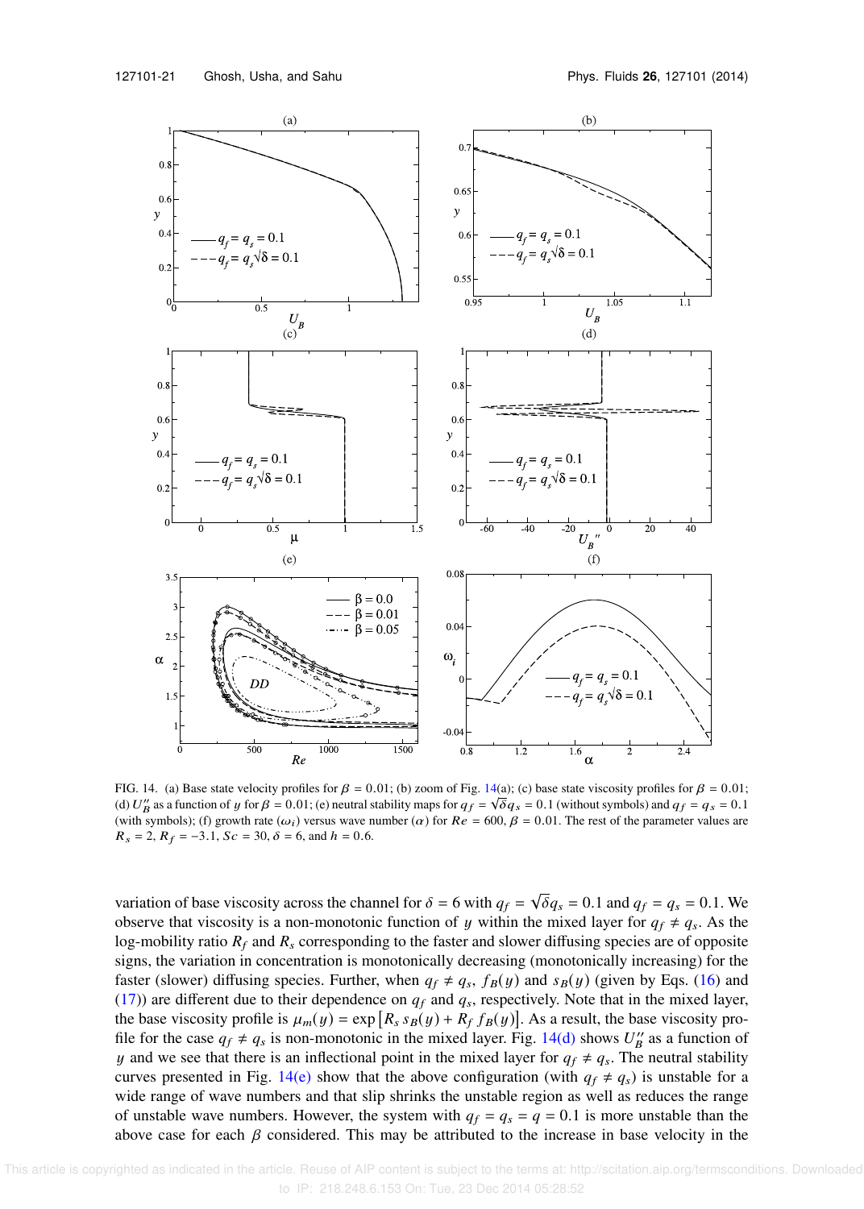FIG. 14. (a) Base state velocity profiles for $\beta = 0.01$; (b) zoom of Fig. 14(a); (c) base state viscosity profiles for $\beta = 0.01$; (d) $U_B''$ as a function of $y$ for $\beta = 0.01$; (e) neutral stability maps for $q_f = \sqrt{\delta} q_s = 0.1$ (without symbols) and $q_f = q_s = 0.1$ (with symbols); (f) growth rate ($\omega_i$) versus wave number ($\alpha$) for $Re = 600$, $\beta = 0.01$. The rest of the parameter values are $R_s = 2$, $R_f = -3.1$, $Sc = 30$, $\delta = 6$, and $h = 0.6$.

variation of base viscosity across the channel for $\delta = 6$ with $q_f = \sqrt{\delta} q_s = 0.1$ and $q_f = q_s = 0.1$. We observe that viscosity is a non-monotonic function of $y$ within the mixed layer for $q_f \neq q_s$. As the log-mobility ratio $R_f$ and $R_s$ corresponding to the faster and slower diffusing species are of opposite signs, the variation in concentration is monotonically decreasing (monotonically increasing) for the faster (slower) diffusing species. Further, when $q_f \neq q_s$, $f_B(y)$ and $s_B(y)$ (given by Eqs. (16) and (17)) are different due to their dependence on $q_f$ and $q_s$, respectively. Note that in the mixed layer, the base viscosity profile is $\mu_m(y) = \exp\left[R_s\, s_B(y) + R_f\, f_B(y)\right]$. As a result, the base viscosity profile for the case $q_f \neq q_s$ is non-monotonic in the mixed layer. Fig. 14(d) shows $U_B''$ as a function of $y$ and we see that there is an inflectional point in the mixed layer for $q_f \neq q_s$. The neutral stability curves presented in Fig. 14(e) show that the above configuration (with $q_f \neq q_s$) is unstable for a wide range of wave numbers and that slip shrinks the unstable region as well as reduces the range of unstable wave numbers. However, the system with $q_f = q_s = q = 0.1$ is more unstable than the above case for each $\beta$ considered. This may be attributed to the increase in base velocity in the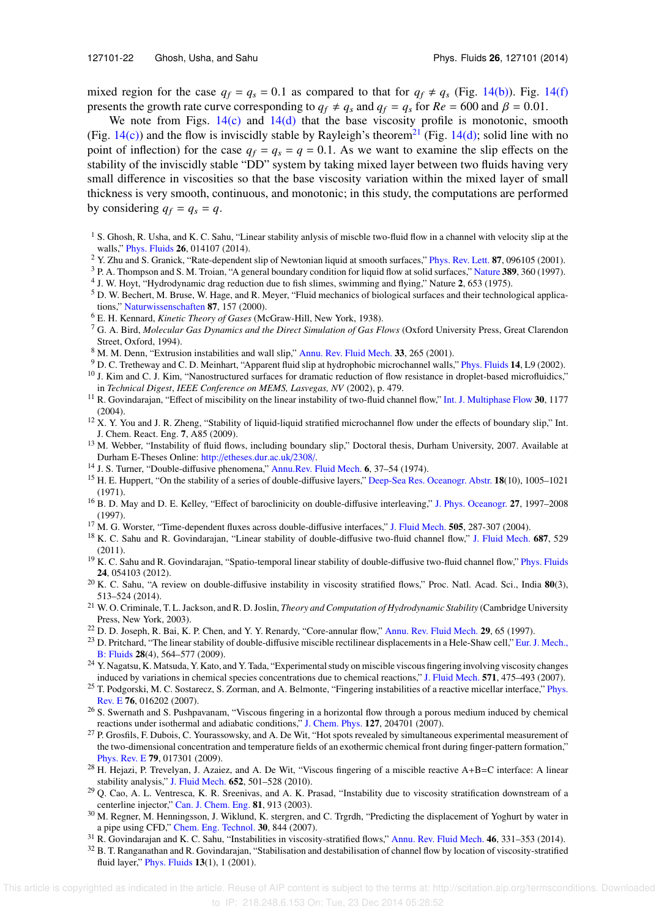mixed region for the case $q_f = q_s = 0.1$ as compared to that for $q_f \neq q_s$ (Fig. 14(b)). Fig. 14(f) presents the growth rate curve corresponding to $q_f \neq q_s$ and $q_f = q_s$ for $Re = 600$ and $\beta = 0.01$.

We note from Figs. 14(c) and 14(d) that the base viscosity profile is monotonic, smooth (Fig. 14(c)) and the flow is inviscidly stable by Rayleigh's theorem[21] (Fig. 14(d); solid line with no point of inflection) for the case $q_f = q_s = q = 0.1$. As we want to examine the slip effects on the stability of the inviscidly stable "DD" system by taking mixed layer between two fluids having very small difference in viscosities so that the base viscosity variation within the mixed layer of small thickness is very smooth, continuous, and monotonic; in this study, the computations are performed by considering $q_f = q_s = q$.

[1] S. Ghosh, R. Usha, and K. C. Sahu, "Linear stability anlysis of miscble two-fluid flow in a channel with velocity slip at the walls," Phys. Fluids **26**, 014107 (2014).

[2] Y. Zhu and S. Granick, "Rate-dependent slip of Newtonian liquid at smooth surfaces," Phys. Rev. Lett. **87**, 096105 (2001).

[3] P. A. Thompson and S. M. Troian, "A general boundary condition for liquid flow at solid surfaces," Nature **389**, 360 (1997).

[4] J. W. Hoyt, "Hydrodynamic drag reduction due to fish slimes, swimming and flying," Nature **2**, 653 (1975).

[5] D. W. Bechert, M. Bruse, W. Hage, and R. Meyer, "Fluid mechanics of biological surfaces and their technological applications," Naturwissenschaften **87**, 157 (2000).

[6] E. H. Kennard, *Kinetic Theory of Gases* (McGraw-Hill, New York, 1938).

[7] G. A. Bird, *Molecular Gas Dynamics and the Direct Simulation of Gas Flows* (Oxford University Press, Great Clarendon Street, Oxford, 1994).

[8] M. M. Denn, "Extrusion instabilities and wall slip," Annu. Rev. Fluid Mech. **33**, 265 (2001).

[9] D. C. Tretheway and C. D. Meinhart, "Apparent fluid slip at hydrophobic microchannel walls," Phys. Fluids **14**, L9 (2002).

[10] J. Kim and C. J. Kim, "Nanostructured surfaces for dramatic reduction of flow resistance in droplet-based microfluidics," in *Technical Digest*, *IEEE Conference on MEMS, Lasvegas, NV* (2002), p. 479.

[11] R. Govindarajan, "Effect of miscibility on the linear instability of two-fluid channel flow," Int. J. Multiphase Flow **30**, 1177 (2004).

[12] X. Y. You and J. R. Zheng, "Stability of liquid-liquid stratified microchannel flow under the effects of boundary slip," Int. J. Chem. React. Eng. **7**, A85 (2009).

[13] M. Webber, "Instability of fluid flows, including boundary slip," Doctoral thesis, Durham University, 2007. Available at Durham E-Theses Online: http://etheses.dur.ac.uk/2308/.

[14] J. S. Turner, "Double-diffusive phenomena," Annu.Rev. Fluid Mech. **6**, 37–54 (1974).

[15] H. E. Huppert, "On the stability of a series of double-diffusive layers," Deep-Sea Res. Oceanogr. Abstr. **18**(10), 1005–1021 (1971).

[16] B. D. May and D. E. Kelley, "Effect of baroclinicity on double-diffusive interleaving," J. Phys. Oceanogr. **27**, 1997–2008 (1997).

[17] M. G. Worster, "Time-dependent fluxes across double-diffusive interfaces," J. Fluid Mech. **505**, 287-307 (2004).

[18] K. C. Sahu and R. Govindarajan, "Linear stability of double-diffusive two-fluid channel flow," J. Fluid Mech. **687**, 529 (2011).

[19] K. C. Sahu and R. Govindarajan, "Spatio-temporal linear stability of double-diffusive two-fluid channel flow," Phys. Fluids **24**, 054103 (2012).

[20] K. C. Sahu, "A review on double-diffusive instability in viscosity stratified flows," Proc. Natl. Acad. Sci., India **80**(3), 513–524 (2014).

[21] W. O. Criminale, T. L. Jackson, and R. D. Joslin, *Theory and Computation of Hydrodynamic Stability* (Cambridge University Press, New York, 2003).

[22] D. D. Joseph, R. Bai, K. P. Chen, and Y. Y. Renardy, "Core-annular flow," Annu. Rev. Fluid Mech. **29**, 65 (1997).

[23] D. Pritchard, "The linear stability of double-diffusive miscible rectilinear displacements in a Hele-Shaw cell," Eur. J. Mech., B: Fluids **28**(4), 564–577 (2009).

[24] Y. Nagatsu, K. Matsuda, Y. Kato, and Y. Tada, "Experimental study on miscible viscous fingering involving viscosity changes induced by variations in chemical species concentrations due to chemical reactions," J. Fluid Mech. **571**, 475–493 (2007).

[25] T. Podgorski, M. C. Sostarecz, S. Zorman, and A. Belmonte, "Fingering instabilities of a reactive micellar interface," Phys. Rev. E **76**, 016202 (2007).

[26] S. Swernath and S. Pushpavanam, "Viscous fingering in a horizontal flow through a porous medium induced by chemical reactions under isothermal and adiabatic conditions," J. Chem. Phys. **127**, 204701 (2007).

[27] P. Grosfils, F. Dubois, C. Yourassowsky, and A. De Wit, "Hot spots revealed by simultaneous experimental measurement of the two-dimensional concentration and temperature fields of an exothermic chemical front during finger-pattern formation," Phys. Rev. E **79**, 017301 (2009).

[28] H. Hejazi, P. Trevelyan, J. Azaiez, and A. De Wit, "Viscous fingering of a miscible reactive A+B=C interface: A linear stability analysis," J. Fluid Mech. **652**, 501–528 (2010).

[29] Q. Cao, A. L. Ventresca, K. R. Sreenivas, and A. K. Prasad, "Instability due to viscosity stratification downstream of a centerline injector," Can. J. Chem. Eng. **81**, 913 (2003).

[30] M. Regner, M. Henningsson, J. Wiklund, K. stergren, and C. Trgrdh, "Predicting the displacement of Yoghurt by water in a pipe using CFD," Chem. Eng. Technol. **30**, 844 (2007).

[31] R. Govindarajan and K. C. Sahu, "Instabilities in viscosity-stratified flows," Annu. Rev. Fluid Mech. **46**, 331–353 (2014).

[32] B. T. Ranganathan and R. Govindarajan, "Stabilisation and destabilisation of channel flow by location of viscosity-stratified fluid layer," Phys. Fluids **13**(1), 1 (2001).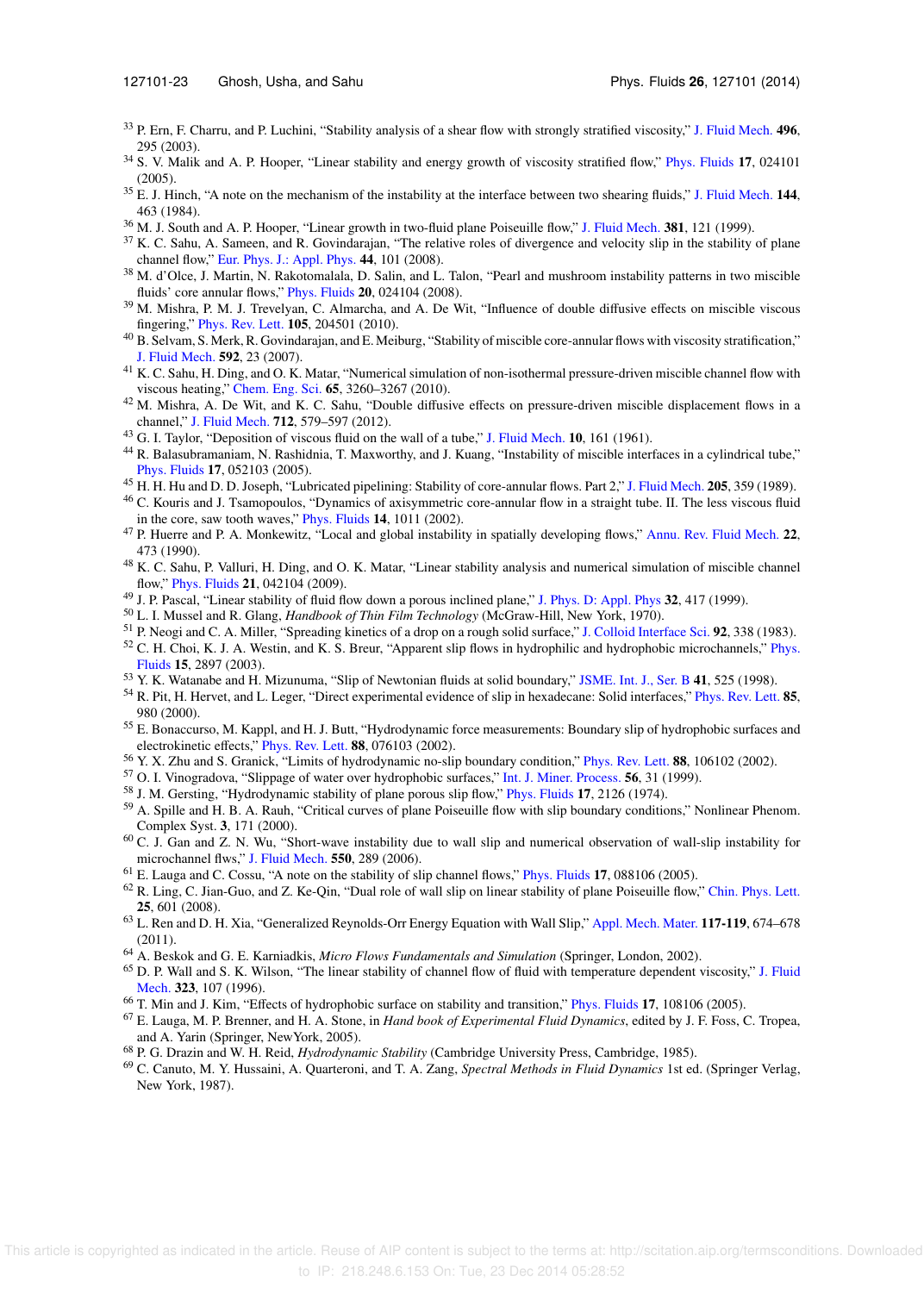[33] P. Ern, F. Charru, and P. Luchini, "Stability analysis of a shear flow with strongly stratified viscosity," J. Fluid Mech. **496**, 295 (2003).

[34] S. V. Malik and A. P. Hooper, "Linear stability and energy growth of viscosity stratified flow," Phys. Fluids **17**, 024101 (2005).

[35] E. J. Hinch, "A note on the mechanism of the instability at the interface between two shearing fluids," J. Fluid Mech. **144**, 463 (1984).

[36] M. J. South and A. P. Hooper, "Linear growth in two-fluid plane Poiseuille flow," J. Fluid Mech. **381**, 121 (1999).

[37] K. C. Sahu, A. Sameen, and R. Govindarajan, "The relative roles of divergence and velocity slip in the stability of plane channel flow," Eur. Phys. J.: Appl. Phys. **44**, 101 (2008).

[38] M. d'Olce, J. Martin, N. Rakotomalala, D. Salin, and L. Talon, "Pearl and mushroom instability patterns in two miscible fluids' core annular flows," Phys. Fluids **20**, 024104 (2008).

[39] M. Mishra, P. M. J. Trevelyan, C. Almarcha, and A. De Wit, "Influence of double diffusive effects on miscible viscous fingering," Phys. Rev. Lett. **105**, 204501 (2010).

[40] B. Selvam, S. Merk, R. Govindarajan, and E. Meiburg, "Stability of miscible core-annular flows with viscosity stratification," J. Fluid Mech. **592**, 23 (2007).

[41] K. C. Sahu, H. Ding, and O. K. Matar, "Numerical simulation of non-isothermal pressure-driven miscible channel flow with viscous heating," Chem. Eng. Sci. **65**, 3260–3267 (2010).

[42] M. Mishra, A. De Wit, and K. C. Sahu, "Double diffusive effects on pressure-driven miscible displacement flows in a channel," J. Fluid Mech. **712**, 579–597 (2012).

[43] G. I. Taylor, "Deposition of viscous fluid on the wall of a tube," J. Fluid Mech. **10**, 161 (1961).

[44] R. Balasubramaniam, N. Rashidnia, T. Maxworthy, and J. Kuang, "Instability of miscible interfaces in a cylindrical tube," Phys. Fluids **17**, 052103 (2005).

[45] H. H. Hu and D. D. Joseph, "Lubricated pipelining: Stability of core-annular flows. Part 2," J. Fluid Mech. **205**, 359 (1989).

[46] C. Kouris and J. Tsamopoulos, "Dynamics of axisymmetric core-annular flow in a straight tube. II. The less viscous fluid in the core, saw tooth waves," Phys. Fluids **14**, 1011 (2002).

[47] P. Huerre and P. A. Monkewitz, "Local and global instability in spatially developing flows," Annu. Rev. Fluid Mech. **22**, 473 (1990).

[48] K. C. Sahu, P. Valluri, H. Ding, and O. K. Matar, "Linear stability analysis and numerical simulation of miscible channel flow," Phys. Fluids **21**, 042104 (2009).

[49] J. P. Pascal, "Linear stability of fluid flow down a porous inclined plane," J. Phys. D: Appl. Phys **32**, 417 (1999).

[50] L. I. Mussel and R. Glang, *Handbook of Thin Film Technology* (McGraw-Hill, New York, 1970).

[51] P. Neogi and C. A. Miller, "Spreading kinetics of a drop on a rough solid surface," J. Colloid Interface Sci. **92**, 338 (1983).

[52] C. H. Choi, K. J. A. Westin, and K. S. Breur, "Apparent slip flows in hydrophilic and hydrophobic microchannels," Phys. Fluids **15**, 2897 (2003).

[53] Y. K. Watanabe and H. Mizunuma, "Slip of Newtonian fluids at solid boundary," JSME. Int. J., Ser. B **41**, 525 (1998).

[54] R. Pit, H. Hervet, and L. Leger, "Direct experimental evidence of slip in hexadecane: Solid interfaces," Phys. Rev. Lett. **85**, 980 (2000).

[55] E. Bonaccurso, M. Kappl, and H. J. Butt, "Hydrodynamic force measurements: Boundary slip of hydrophobic surfaces and electrokinetic effects," Phys. Rev. Lett. **88**, 076103 (2002).

[56] Y. X. Zhu and S. Granick, "Limits of hydrodynamic no-slip boundary condition," Phys. Rev. Lett. **88**, 106102 (2002).

[57] O. I. Vinogradova, "Slippage of water over hydrophobic surfaces," Int. J. Miner. Process. **56**, 31 (1999).

[58] J. M. Gersting, "Hydrodynamic stability of plane porous slip flow," Phys. Fluids **17**, 2126 (1974).

[59] A. Spille and H. B. A. Rauh, "Critical curves of plane Poiseuille flow with slip boundary conditions," Nonlinear Phenom. Complex Syst. **3**, 171 (2000).

[60] C. J. Gan and Z. N. Wu, "Short-wave instability due to wall slip and numerical observation of wall-slip instability for microchannel flws," J. Fluid Mech. **550**, 289 (2006).

[61] E. Lauga and C. Cossu, "A note on the stability of slip channel flows," Phys. Fluids **17**, 088106 (2005).

[62] R. Ling, C. Jian-Guo, and Z. Ke-Qin, "Dual role of wall slip on linear stability of plane Poiseuille flow," Chin. Phys. Lett. **25**, 601 (2008).

[63] L. Ren and D. H. Xia, "Generalized Reynolds-Orr Energy Equation with Wall Slip," Appl. Mech. Mater. **117-119**, 674–678 (2011).

[64] A. Beskok and G. E. Karniadkis, *Micro Flows Fundamentals and Simulation* (Springer, London, 2002).

[65] D. P. Wall and S. K. Wilson, "The linear stability of channel flow of fluid with temperature dependent viscosity," J. Fluid Mech. **323**, 107 (1996).

[66] T. Min and J. Kim, "Effects of hydrophobic surface on stability and transition," Phys. Fluids **17**, 108106 (2005).

[67] E. Lauga, M. P. Brenner, and H. A. Stone, in *Hand book of Experimental Fluid Dynamics*, edited by J. F. Foss, C. Tropea, and A. Yarin (Springer, NewYork, 2005).

[68] P. G. Drazin and W. H. Reid, *Hydrodynamic Stability* (Cambridge University Press, Cambridge, 1985).

[69] C. Canuto, M. Y. Hussaini, A. Quarteroni, and T. A. Zang, *Spectral Methods in Fluid Dynamics* 1st ed. (Springer Verlag, New York, 1987).